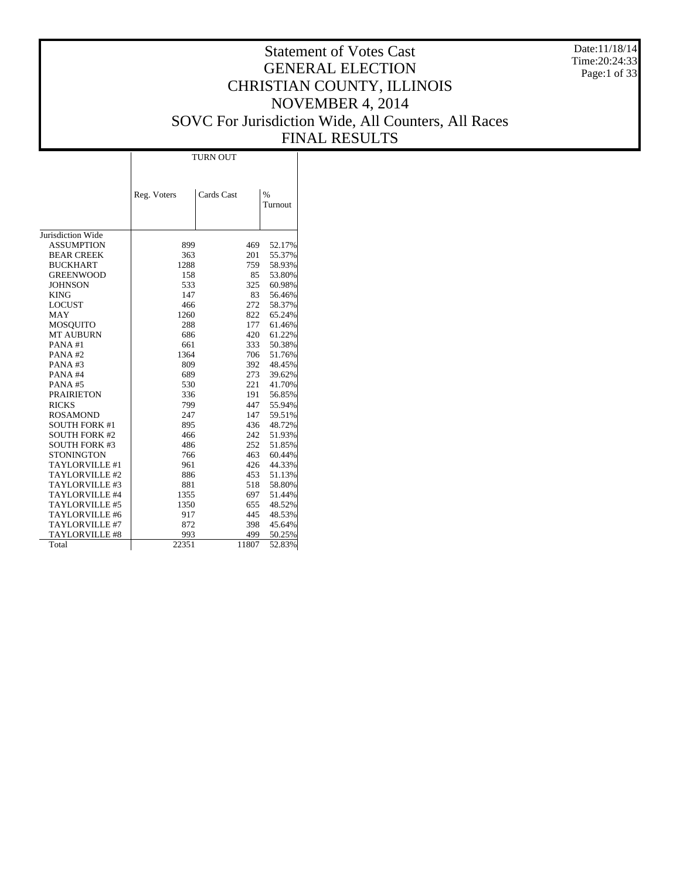# Statement of Votes Cast
# GENERAL ELECTION
# CHRISTIAN COUNTY, ILLINOIS
# NOVEMBER 4, 2014
# SOVC For Jurisdiction Wide, All Counters, All Races
# FINAL RESULTS

Date:11/18/14
Time:20:24:33

| | TURN OUT | | |
|---|---|---|---|
| | Reg. Voters | Cards Cast | % Turnout |
| Jurisdiction Wide | | | |
| ASSUMPTION | 899 | 469 | 52.17% |
| BEAR CREEK | 363 | 201 | 55.37% |
| BUCKHART | 1288 | 759 | 58.93% |
| GREENWOOD | 158 | 85 | 53.80% |
| JOHNSON | 533 | 325 | 60.98% |
| KING | 147 | 83 | 56.46% |
| LOCUST | 466 | 272 | 58.37% |
| MAY | 1260 | 822 | 65.24% |
| MOSQUITO | 288 | 177 | 61.46% |
| MT AUBURN | 686 | 420 | 61.22% |
| PANA #1 | 661 | 333 | 50.38% |
| PANA #2 | 1364 | 706 | 51.76% |
| PANA #3 | 809 | 392 | 48.45% |
| PANA #4 | 689 | 273 | 39.62% |
| PANA #5 | 530 | 221 | 41.70% |
| PRAIRIETON | 336 | 191 | 56.85% |
| RICKS | 799 | 447 | 55.94% |
| ROSAMOND | 247 | 147 | 59.51% |
| SOUTH FORK #1 | 895 | 436 | 48.72% |
| SOUTH FORK #2 | 466 | 242 | 51.93% |
| SOUTH FORK #3 | 486 | 252 | 51.85% |
| STONINGTON | 766 | 463 | 60.44% |
| TAYLORVILLE #1 | 961 | 426 | 44.33% |
| TAYLORVILLE #2 | 886 | 453 | 51.13% |
| TAYLORVILLE #3 | 881 | 518 | 58.80% |
| TAYLORVILLE #4 | 1355 | 697 | 51.44% |
| TAYLORVILLE #5 | 1350 | 655 | 48.52% |
| TAYLORVILLE #6 | 917 | 445 | 48.53% |
| TAYLORVILLE #7 | 872 | 398 | 45.64% |
| TAYLORVILLE #8 | 993 | 499 | 50.25% |
| Total | 22351 | 11807 | 52.83% |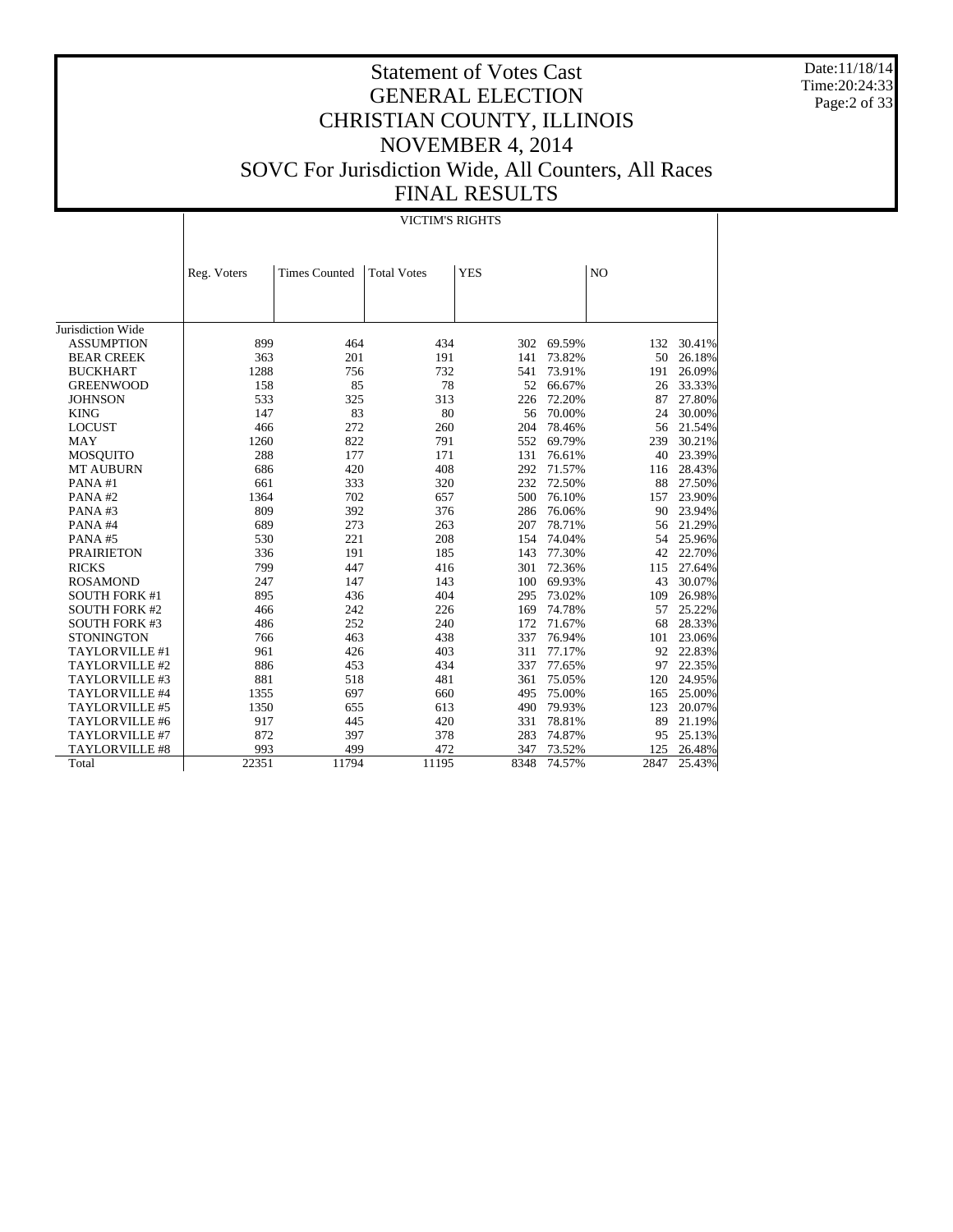# Statement of Votes Cast
# GENERAL ELECTION
# CHRISTIAN COUNTY, ILLINOIS
# NOVEMBER 4, 2014
# SOVC For Jurisdiction Wide, All Counters, All Races
# FINAL RESULTS

Date:11/18/14
Time:20:24:33

## VICTIM'S RIGHTS

| | Reg. Voters | Times Counted | Total Votes | YES | | NO | |
|---|---|---|---|---|---|---|---|
| Jurisdiction Wide | | | | | | | |
| ASSUMPTION | 899 | 464 | 434 | 302 | 69.59% | 132 | 30.41% |
| BEAR CREEK | 363 | 201 | 191 | 141 | 73.82% | 50 | 26.18% |
| BUCKHART | 1288 | 756 | 732 | 541 | 73.91% | 191 | 26.09% |
| GREENWOOD | 158 | 85 | 78 | 52 | 66.67% | 26 | 33.33% |
| JOHNSON | 533 | 325 | 313 | 226 | 72.20% | 87 | 27.80% |
| KING | 147 | 83 | 80 | 56 | 70.00% | 24 | 30.00% |
| LOCUST | 466 | 272 | 260 | 204 | 78.46% | 56 | 21.54% |
| MAY | 1260 | 822 | 791 | 552 | 69.79% | 239 | 30.21% |
| MOSQUITO | 288 | 177 | 171 | 131 | 76.61% | 40 | 23.39% |
| MT AUBURN | 686 | 420 | 408 | 292 | 71.57% | 116 | 28.43% |
| PANA #1 | 661 | 333 | 320 | 232 | 72.50% | 88 | 27.50% |
| PANA #2 | 1364 | 702 | 657 | 500 | 76.10% | 157 | 23.90% |
| PANA #3 | 809 | 392 | 376 | 286 | 76.06% | 90 | 23.94% |
| PANA #4 | 689 | 273 | 263 | 207 | 78.71% | 56 | 21.29% |
| PANA #5 | 530 | 221 | 208 | 154 | 74.04% | 54 | 25.96% |
| PRAIRIETON | 336 | 191 | 185 | 143 | 77.30% | 42 | 22.70% |
| RICKS | 799 | 447 | 416 | 301 | 72.36% | 115 | 27.64% |
| ROSAMOND | 247 | 147 | 143 | 100 | 69.93% | 43 | 30.07% |
| SOUTH FORK #1 | 895 | 436 | 404 | 295 | 73.02% | 109 | 26.98% |
| SOUTH FORK #2 | 466 | 242 | 226 | 169 | 74.78% | 57 | 25.22% |
| SOUTH FORK #3 | 486 | 252 | 240 | 172 | 71.67% | 68 | 28.33% |
| STONINGTON | 766 | 463 | 438 | 337 | 76.94% | 101 | 23.06% |
| TAYLORVILLE #1 | 961 | 426 | 403 | 311 | 77.17% | 92 | 22.83% |
| TAYLORVILLE #2 | 886 | 453 | 434 | 337 | 77.65% | 97 | 22.35% |
| TAYLORVILLE #3 | 881 | 518 | 481 | 361 | 75.05% | 120 | 24.95% |
| TAYLORVILLE #4 | 1355 | 697 | 660 | 495 | 75.00% | 165 | 25.00% |
| TAYLORVILLE #5 | 1350 | 655 | 613 | 490 | 79.93% | 123 | 20.07% |
| TAYLORVILLE #6 | 917 | 445 | 420 | 331 | 78.81% | 89 | 21.19% |
| TAYLORVILLE #7 | 872 | 397 | 378 | 283 | 74.87% | 95 | 25.13% |
| TAYLORVILLE #8 | 993 | 499 | 472 | 347 | 73.52% | 125 | 26.48% |
| Total | 22351 | 11794 | 11195 | 8348 | 74.57% | 2847 | 25.43% |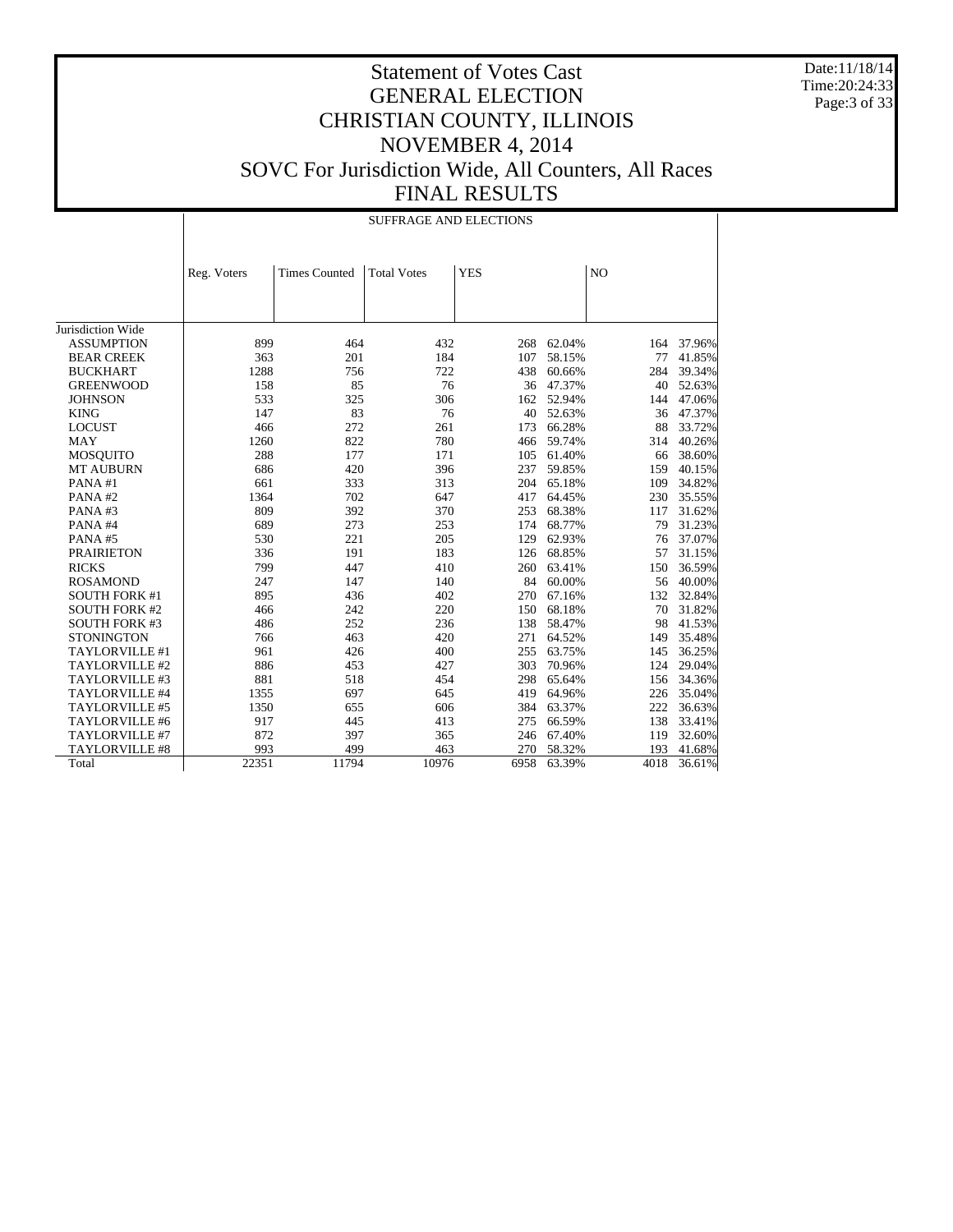# Statement of Votes Cast
# GENERAL ELECTION
# CHRISTIAN COUNTY, ILLINOIS
# NOVEMBER 4, 2014
# SOVC For Jurisdiction Wide, All Counters, All Races
# FINAL RESULTS

Date:11/18/14
Time:20:24:33

## SUFFRAGE AND ELECTIONS

| | Reg. Voters | Times Counted | Total Votes | YES | | NO | |
|---|---|---|---|---|---|---|---|
| Jurisdiction Wide | | | | | | | |
| ASSUMPTION | 899 | 464 | 432 | 268 | 62.04% | 164 | 37.96% |
| BEAR CREEK | 363 | 201 | 184 | 107 | 58.15% | 77 | 41.85% |
| BUCKHART | 1288 | 756 | 722 | 438 | 60.66% | 284 | 39.34% |
| GREENWOOD | 158 | 85 | 76 | 36 | 47.37% | 40 | 52.63% |
| JOHNSON | 533 | 325 | 306 | 162 | 52.94% | 144 | 47.06% |
| KING | 147 | 83 | 76 | 40 | 52.63% | 36 | 47.37% |
| LOCUST | 466 | 272 | 261 | 173 | 66.28% | 88 | 33.72% |
| MAY | 1260 | 822 | 780 | 466 | 59.74% | 314 | 40.26% |
| MOSQUITO | 288 | 177 | 171 | 105 | 61.40% | 66 | 38.60% |
| MT AUBURN | 686 | 420 | 396 | 237 | 59.85% | 159 | 40.15% |
| PANA #1 | 661 | 333 | 313 | 204 | 65.18% | 109 | 34.82% |
| PANA #2 | 1364 | 702 | 647 | 417 | 64.45% | 230 | 35.55% |
| PANA #3 | 809 | 392 | 370 | 253 | 68.38% | 117 | 31.62% |
| PANA #4 | 689 | 273 | 253 | 174 | 68.77% | 79 | 31.23% |
| PANA #5 | 530 | 221 | 205 | 129 | 62.93% | 76 | 37.07% |
| PRAIRIETON | 336 | 191 | 183 | 126 | 68.85% | 57 | 31.15% |
| RICKS | 799 | 447 | 410 | 260 | 63.41% | 150 | 36.59% |
| ROSAMOND | 247 | 147 | 140 | 84 | 60.00% | 56 | 40.00% |
| SOUTH FORK #1 | 895 | 436 | 402 | 270 | 67.16% | 132 | 32.84% |
| SOUTH FORK #2 | 466 | 242 | 220 | 150 | 68.18% | 70 | 31.82% |
| SOUTH FORK #3 | 486 | 252 | 236 | 138 | 58.47% | 98 | 41.53% |
| STONINGTON | 766 | 463 | 420 | 271 | 64.52% | 149 | 35.48% |
| TAYLORVILLE #1 | 961 | 426 | 400 | 255 | 63.75% | 145 | 36.25% |
| TAYLORVILLE #2 | 886 | 453 | 427 | 303 | 70.96% | 124 | 29.04% |
| TAYLORVILLE #3 | 881 | 518 | 454 | 298 | 65.64% | 156 | 34.36% |
| TAYLORVILLE #4 | 1355 | 697 | 645 | 419 | 64.96% | 226 | 35.04% |
| TAYLORVILLE #5 | 1350 | 655 | 606 | 384 | 63.37% | 222 | 36.63% |
| TAYLORVILLE #6 | 917 | 445 | 413 | 275 | 66.59% | 138 | 33.41% |
| TAYLORVILLE #7 | 872 | 397 | 365 | 246 | 67.40% | 119 | 32.60% |
| TAYLORVILLE #8 | 993 | 499 | 463 | 270 | 58.32% | 193 | 41.68% |
| Total | 22351 | 11794 | 10976 | 6958 | 63.39% | 4018 | 36.61% |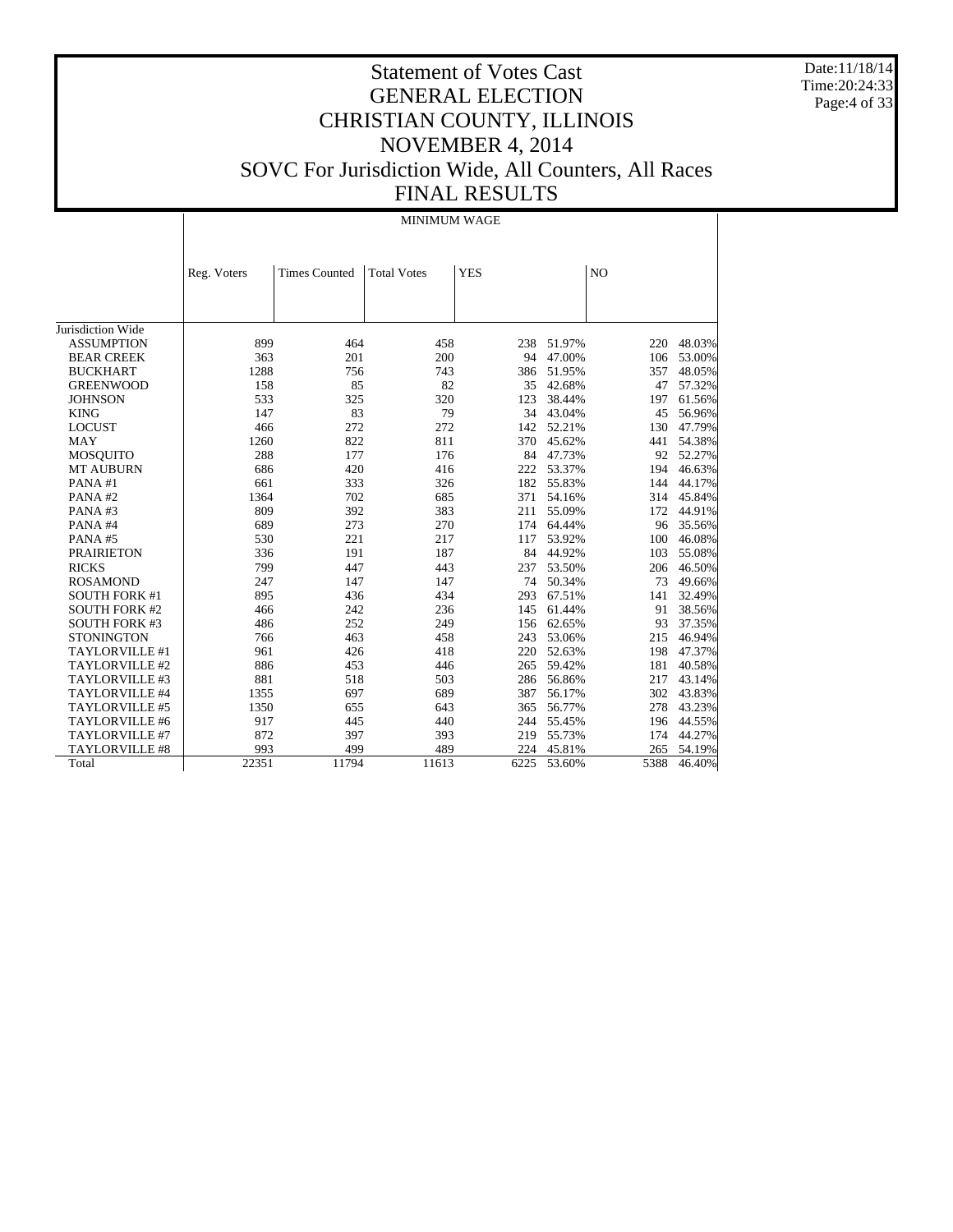# Statement of Votes Cast
## GENERAL ELECTION
## CHRISTIAN COUNTY, ILLINOIS
## NOVEMBER 4, 2014
## SOVC For Jurisdiction Wide, All Counters, All Races
## FINAL RESULTS

Date:11/18/14
Time:20:24:33

MINIMUM WAGE

| | Reg. Voters | Times Counted | Total Votes | YES | | NO | |
|---|---|---|---|---|---|---|---|
| Jurisdiction Wide | | | | | | | |
| ASSUMPTION | 899 | 464 | 458 | 238 | 51.97% | 220 | 48.03% |
| BEAR CREEK | 363 | 201 | 200 | 94 | 47.00% | 106 | 53.00% |
| BUCKHART | 1288 | 756 | 743 | 386 | 51.95% | 357 | 48.05% |
| GREENWOOD | 158 | 85 | 82 | 35 | 42.68% | 47 | 57.32% |
| JOHNSON | 533 | 325 | 320 | 123 | 38.44% | 197 | 61.56% |
| KING | 147 | 83 | 79 | 34 | 43.04% | 45 | 56.96% |
| LOCUST | 466 | 272 | 272 | 142 | 52.21% | 130 | 47.79% |
| MAY | 1260 | 822 | 811 | 370 | 45.62% | 441 | 54.38% |
| MOSQUITO | 288 | 177 | 176 | 84 | 47.73% | 92 | 52.27% |
| MT AUBURN | 686 | 420 | 416 | 222 | 53.37% | 194 | 46.63% |
| PANA #1 | 661 | 333 | 326 | 182 | 55.83% | 144 | 44.17% |
| PANA #2 | 1364 | 702 | 685 | 371 | 54.16% | 314 | 45.84% |
| PANA #3 | 809 | 392 | 383 | 211 | 55.09% | 172 | 44.91% |
| PANA #4 | 689 | 273 | 270 | 174 | 64.44% | 96 | 35.56% |
| PANA #5 | 530 | 221 | 217 | 117 | 53.92% | 100 | 46.08% |
| PRAIRIETON | 336 | 191 | 187 | 84 | 44.92% | 103 | 55.08% |
| RICKS | 799 | 447 | 443 | 237 | 53.50% | 206 | 46.50% |
| ROSAMOND | 247 | 147 | 147 | 74 | 50.34% | 73 | 49.66% |
| SOUTH FORK #1 | 895 | 436 | 434 | 293 | 67.51% | 141 | 32.49% |
| SOUTH FORK #2 | 466 | 242 | 236 | 145 | 61.44% | 91 | 38.56% |
| SOUTH FORK #3 | 486 | 252 | 249 | 156 | 62.65% | 93 | 37.35% |
| STONINGTON | 766 | 463 | 458 | 243 | 53.06% | 215 | 46.94% |
| TAYLORVILLE #1 | 961 | 426 | 418 | 220 | 52.63% | 198 | 47.37% |
| TAYLORVILLE #2 | 886 | 453 | 446 | 265 | 59.42% | 181 | 40.58% |
| TAYLORVILLE #3 | 881 | 518 | 503 | 286 | 56.86% | 217 | 43.14% |
| TAYLORVILLE #4 | 1355 | 697 | 689 | 387 | 56.17% | 302 | 43.83% |
| TAYLORVILLE #5 | 1350 | 655 | 643 | 365 | 56.77% | 278 | 43.23% |
| TAYLORVILLE #6 | 917 | 445 | 440 | 244 | 55.45% | 196 | 44.55% |
| TAYLORVILLE #7 | 872 | 397 | 393 | 219 | 55.73% | 174 | 44.27% |
| TAYLORVILLE #8 | 993 | 499 | 489 | 224 | 45.81% | 265 | 54.19% |
| Total | 22351 | 11794 | 11613 | 6225 | 53.60% | 5388 | 46.40% |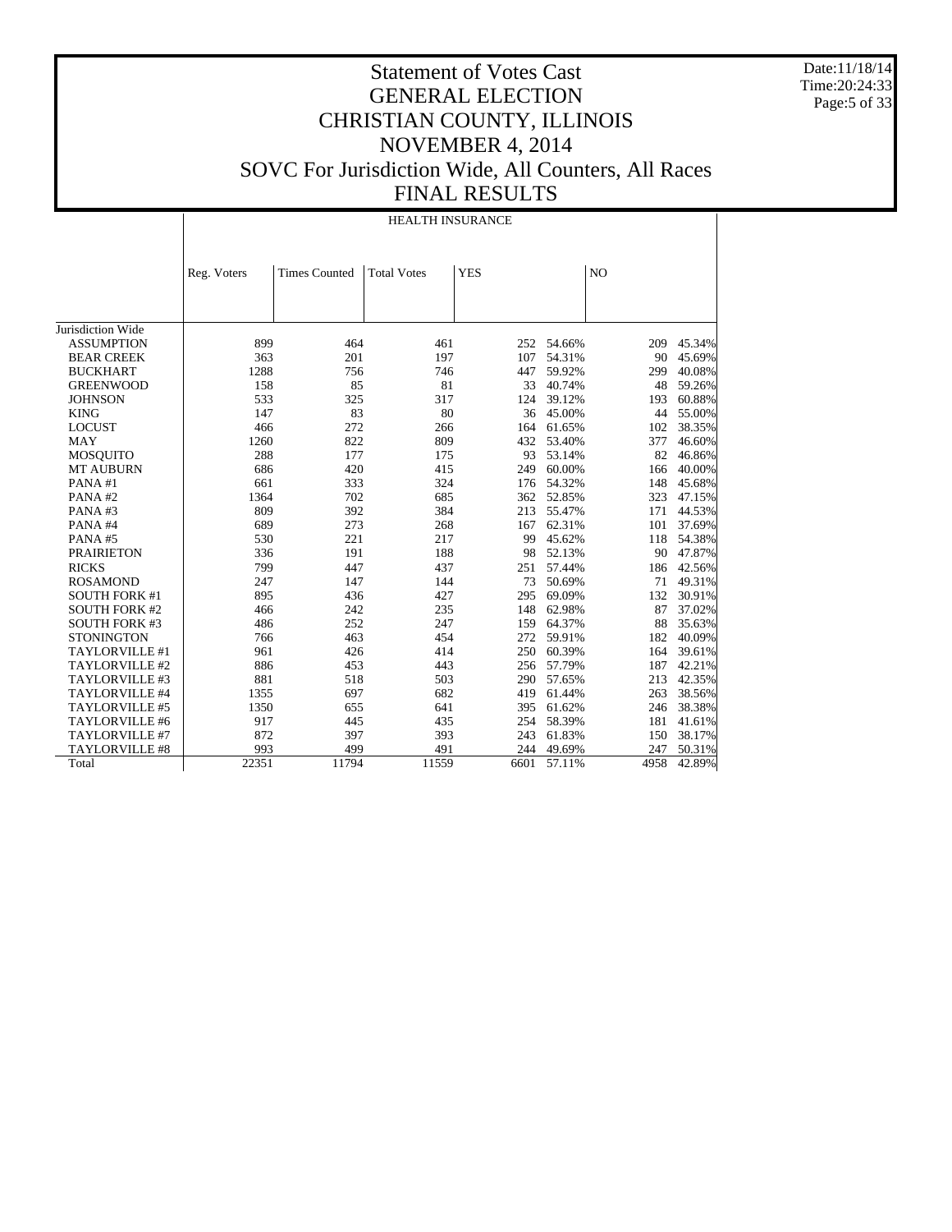# Statement of Votes Cast
## GENERAL ELECTION
## CHRISTIAN COUNTY, ILLINOIS
## NOVEMBER 4, 2014
## SOVC For Jurisdiction Wide, All Counters, All Races
## FINAL RESULTS

Date:11/18/14
Time:20:24:33

HEALTH INSURANCE

| | Reg. Voters | Times Counted | Total Votes | YES | | NO | |
|---|---|---|---|---|---|---|---|
| Jurisdiction Wide | | | | | | | |
| ASSUMPTION | 899 | 464 | 461 | 252 | 54.66% | 209 | 45.34% |
| BEAR CREEK | 363 | 201 | 197 | 107 | 54.31% | 90 | 45.69% |
| BUCKHART | 1288 | 756 | 746 | 447 | 59.92% | 299 | 40.08% |
| GREENWOOD | 158 | 85 | 81 | 33 | 40.74% | 48 | 59.26% |
| JOHNSON | 533 | 325 | 317 | 124 | 39.12% | 193 | 60.88% |
| KING | 147 | 83 | 80 | 36 | 45.00% | 44 | 55.00% |
| LOCUST | 466 | 272 | 266 | 164 | 61.65% | 102 | 38.35% |
| MAY | 1260 | 822 | 809 | 432 | 53.40% | 377 | 46.60% |
| MOSQUITO | 288 | 177 | 175 | 93 | 53.14% | 82 | 46.86% |
| MT AUBURN | 686 | 420 | 415 | 249 | 60.00% | 166 | 40.00% |
| PANA #1 | 661 | 333 | 324 | 176 | 54.32% | 148 | 45.68% |
| PANA #2 | 1364 | 702 | 685 | 362 | 52.85% | 323 | 47.15% |
| PANA #3 | 809 | 392 | 384 | 213 | 55.47% | 171 | 44.53% |
| PANA #4 | 689 | 273 | 268 | 167 | 62.31% | 101 | 37.69% |
| PANA #5 | 530 | 221 | 217 | 99 | 45.62% | 118 | 54.38% |
| PRAIRIETON | 336 | 191 | 188 | 98 | 52.13% | 90 | 47.87% |
| RICKS | 799 | 447 | 437 | 251 | 57.44% | 186 | 42.56% |
| ROSAMOND | 247 | 147 | 144 | 73 | 50.69% | 71 | 49.31% |
| SOUTH FORK #1 | 895 | 436 | 427 | 295 | 69.09% | 132 | 30.91% |
| SOUTH FORK #2 | 466 | 242 | 235 | 148 | 62.98% | 87 | 37.02% |
| SOUTH FORK #3 | 486 | 252 | 247 | 159 | 64.37% | 88 | 35.63% |
| STONINGTON | 766 | 463 | 454 | 272 | 59.91% | 182 | 40.09% |
| TAYLORVILLE #1 | 961 | 426 | 414 | 250 | 60.39% | 164 | 39.61% |
| TAYLORVILLE #2 | 886 | 453 | 443 | 256 | 57.79% | 187 | 42.21% |
| TAYLORVILLE #3 | 881 | 518 | 503 | 290 | 57.65% | 213 | 42.35% |
| TAYLORVILLE #4 | 1355 | 697 | 682 | 419 | 61.44% | 263 | 38.56% |
| TAYLORVILLE #5 | 1350 | 655 | 641 | 395 | 61.62% | 246 | 38.38% |
| TAYLORVILLE #6 | 917 | 445 | 435 | 254 | 58.39% | 181 | 41.61% |
| TAYLORVILLE #7 | 872 | 397 | 393 | 243 | 61.83% | 150 | 38.17% |
| TAYLORVILLE #8 | 993 | 499 | 491 | 244 | 49.69% | 247 | 50.31% |
| Total | 22351 | 11794 | 11559 | 6601 | 57.11% | 4958 | 42.89% |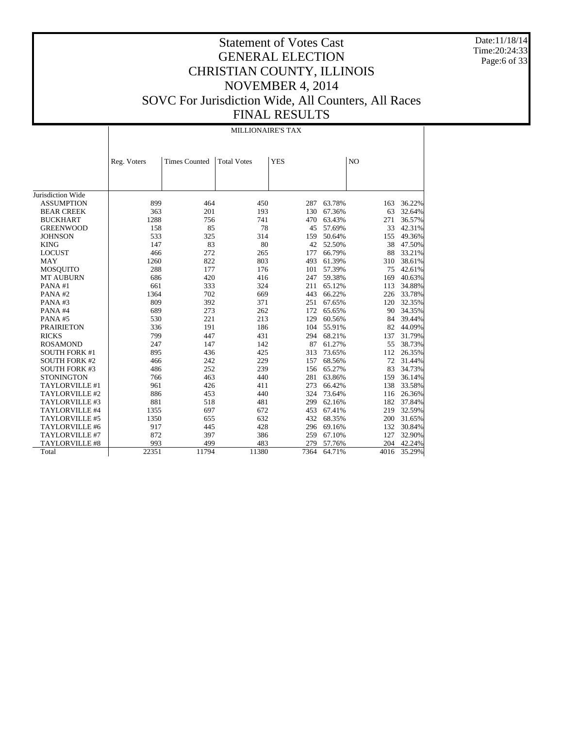# Statement of Votes Cast
# GENERAL ELECTION
# CHRISTIAN COUNTY, ILLINOIS
# NOVEMBER 4, 2014
# SOVC For Jurisdiction Wide, All Counters, All Races
# FINAL RESULTS

Date:11/18/14
Time:20:24:33

## MILLIONAIRE'S TAX

| | Reg. Voters | Times Counted | Total Votes | YES | | NO | |
|---|---|---|---|---|---|---|---|
| Jurisdiction Wide | | | | | | | |
| ASSUMPTION | 899 | 464 | 450 | 287 | 63.78% | 163 | 36.22% |
| BEAR CREEK | 363 | 201 | 193 | 130 | 67.36% | 63 | 32.64% |
| BUCKHART | 1288 | 756 | 741 | 470 | 63.43% | 271 | 36.57% |
| GREENWOOD | 158 | 85 | 78 | 45 | 57.69% | 33 | 42.31% |
| JOHNSON | 533 | 325 | 314 | 159 | 50.64% | 155 | 49.36% |
| KING | 147 | 83 | 80 | 42 | 52.50% | 38 | 47.50% |
| LOCUST | 466 | 272 | 265 | 177 | 66.79% | 88 | 33.21% |
| MAY | 1260 | 822 | 803 | 493 | 61.39% | 310 | 38.61% |
| MOSQUITO | 288 | 177 | 176 | 101 | 57.39% | 75 | 42.61% |
| MT AUBURN | 686 | 420 | 416 | 247 | 59.38% | 169 | 40.63% |
| PANA #1 | 661 | 333 | 324 | 211 | 65.12% | 113 | 34.88% |
| PANA #2 | 1364 | 702 | 669 | 443 | 66.22% | 226 | 33.78% |
| PANA #3 | 809 | 392 | 371 | 251 | 67.65% | 120 | 32.35% |
| PANA #4 | 689 | 273 | 262 | 172 | 65.65% | 90 | 34.35% |
| PANA #5 | 530 | 221 | 213 | 129 | 60.56% | 84 | 39.44% |
| PRAIRIETON | 336 | 191 | 186 | 104 | 55.91% | 82 | 44.09% |
| RICKS | 799 | 447 | 431 | 294 | 68.21% | 137 | 31.79% |
| ROSAMOND | 247 | 147 | 142 | 87 | 61.27% | 55 | 38.73% |
| SOUTH FORK #1 | 895 | 436 | 425 | 313 | 73.65% | 112 | 26.35% |
| SOUTH FORK #2 | 466 | 242 | 229 | 157 | 68.56% | 72 | 31.44% |
| SOUTH FORK #3 | 486 | 252 | 239 | 156 | 65.27% | 83 | 34.73% |
| STONINGTON | 766 | 463 | 440 | 281 | 63.86% | 159 | 36.14% |
| TAYLORVILLE #1 | 961 | 426 | 411 | 273 | 66.42% | 138 | 33.58% |
| TAYLORVILLE #2 | 886 | 453 | 440 | 324 | 73.64% | 116 | 26.36% |
| TAYLORVILLE #3 | 881 | 518 | 481 | 299 | 62.16% | 182 | 37.84% |
| TAYLORVILLE #4 | 1355 | 697 | 672 | 453 | 67.41% | 219 | 32.59% |
| TAYLORVILLE #5 | 1350 | 655 | 632 | 432 | 68.35% | 200 | 31.65% |
| TAYLORVILLE #6 | 917 | 445 | 428 | 296 | 69.16% | 132 | 30.84% |
| TAYLORVILLE #7 | 872 | 397 | 386 | 259 | 67.10% | 127 | 32.90% |
| TAYLORVILLE #8 | 993 | 499 | 483 | 279 | 57.76% | 204 | 42.24% |
| Total | 22351 | 11794 | 11380 | 7364 | 64.71% | 4016 | 35.29% |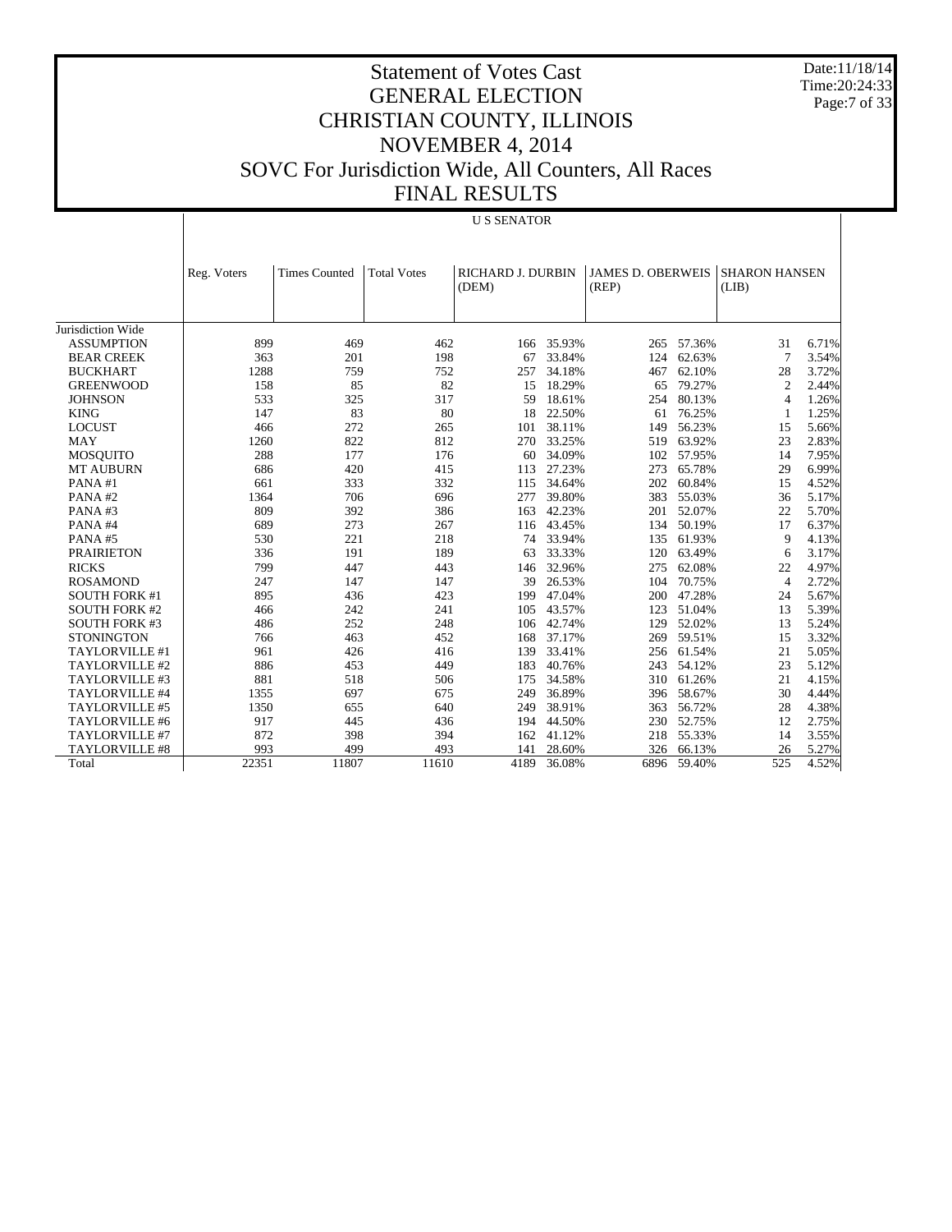# Statement of Votes Cast
# GENERAL ELECTION
# CHRISTIAN COUNTY, ILLINOIS
# NOVEMBER 4, 2014
# SOVC For Jurisdiction Wide, All Counters, All Races
# FINAL RESULTS

Date:11/18/14
Time:20:24:33

## U S SENATOR

| | Reg. Voters | Times Counted | Total Votes | RICHARD J. DURBIN (DEM) | | JAMES D. OBERWEIS (REP) | | SHARON HANSEN (LIB) | |
|---|---|---|---|---|---|---|---|---|---|
| Jurisdiction Wide | | | | | | | | | |
| ASSUMPTION | 899 | 469 | 462 | 166 | 35.93% | 265 | 57.36% | 31 | 6.71% |
| BEAR CREEK | 363 | 201 | 198 | 67 | 33.84% | 124 | 62.63% | 7 | 3.54% |
| BUCKHART | 1288 | 759 | 752 | 257 | 34.18% | 467 | 62.10% | 28 | 3.72% |
| GREENWOOD | 158 | 85 | 82 | 15 | 18.29% | 65 | 79.27% | 2 | 2.44% |
| JOHNSON | 533 | 325 | 317 | 59 | 18.61% | 254 | 80.13% | 4 | 1.26% |
| KING | 147 | 83 | 80 | 18 | 22.50% | 61 | 76.25% | 1 | 1.25% |
| LOCUST | 466 | 272 | 265 | 101 | 38.11% | 149 | 56.23% | 15 | 5.66% |
| MAY | 1260 | 822 | 812 | 270 | 33.25% | 519 | 63.92% | 23 | 2.83% |
| MOSQUITO | 288 | 177 | 176 | 60 | 34.09% | 102 | 57.95% | 14 | 7.95% |
| MT AUBURN | 686 | 420 | 415 | 113 | 27.23% | 273 | 65.78% | 29 | 6.99% |
| PANA #1 | 661 | 333 | 332 | 115 | 34.64% | 202 | 60.84% | 15 | 4.52% |
| PANA #2 | 1364 | 706 | 696 | 277 | 39.80% | 383 | 55.03% | 36 | 5.17% |
| PANA #3 | 809 | 392 | 386 | 163 | 42.23% | 201 | 52.07% | 22 | 5.70% |
| PANA #4 | 689 | 273 | 267 | 116 | 43.45% | 134 | 50.19% | 17 | 6.37% |
| PANA #5 | 530 | 221 | 218 | 74 | 33.94% | 135 | 61.93% | 9 | 4.13% |
| PRAIRIETON | 336 | 191 | 189 | 63 | 33.33% | 120 | 63.49% | 6 | 3.17% |
| RICKS | 799 | 447 | 443 | 146 | 32.96% | 275 | 62.08% | 22 | 4.97% |
| ROSAMOND | 247 | 147 | 147 | 39 | 26.53% | 104 | 70.75% | 4 | 2.72% |
| SOUTH FORK #1 | 895 | 436 | 423 | 199 | 47.04% | 200 | 47.28% | 24 | 5.67% |
| SOUTH FORK #2 | 466 | 242 | 241 | 105 | 43.57% | 123 | 51.04% | 13 | 5.39% |
| SOUTH FORK #3 | 486 | 252 | 248 | 106 | 42.74% | 129 | 52.02% | 13 | 5.24% |
| STONINGTON | 766 | 463 | 452 | 168 | 37.17% | 269 | 59.51% | 15 | 3.32% |
| TAYLORVILLE #1 | 961 | 426 | 416 | 139 | 33.41% | 256 | 61.54% | 21 | 5.05% |
| TAYLORVILLE #2 | 886 | 453 | 449 | 183 | 40.76% | 243 | 54.12% | 23 | 5.12% |
| TAYLORVILLE #3 | 881 | 518 | 506 | 175 | 34.58% | 310 | 61.26% | 21 | 4.15% |
| TAYLORVILLE #4 | 1355 | 697 | 675 | 249 | 36.89% | 396 | 58.67% | 30 | 4.44% |
| TAYLORVILLE #5 | 1350 | 655 | 640 | 249 | 38.91% | 363 | 56.72% | 28 | 4.38% |
| TAYLORVILLE #6 | 917 | 445 | 436 | 194 | 44.50% | 230 | 52.75% | 12 | 2.75% |
| TAYLORVILLE #7 | 872 | 398 | 394 | 162 | 41.12% | 218 | 55.33% | 14 | 3.55% |
| TAYLORVILLE #8 | 993 | 499 | 493 | 141 | 28.60% | 326 | 66.13% | 26 | 5.27% |
| Total | 22351 | 11807 | 11610 | 4189 | 36.08% | 6896 | 59.40% | 525 | 4.52% |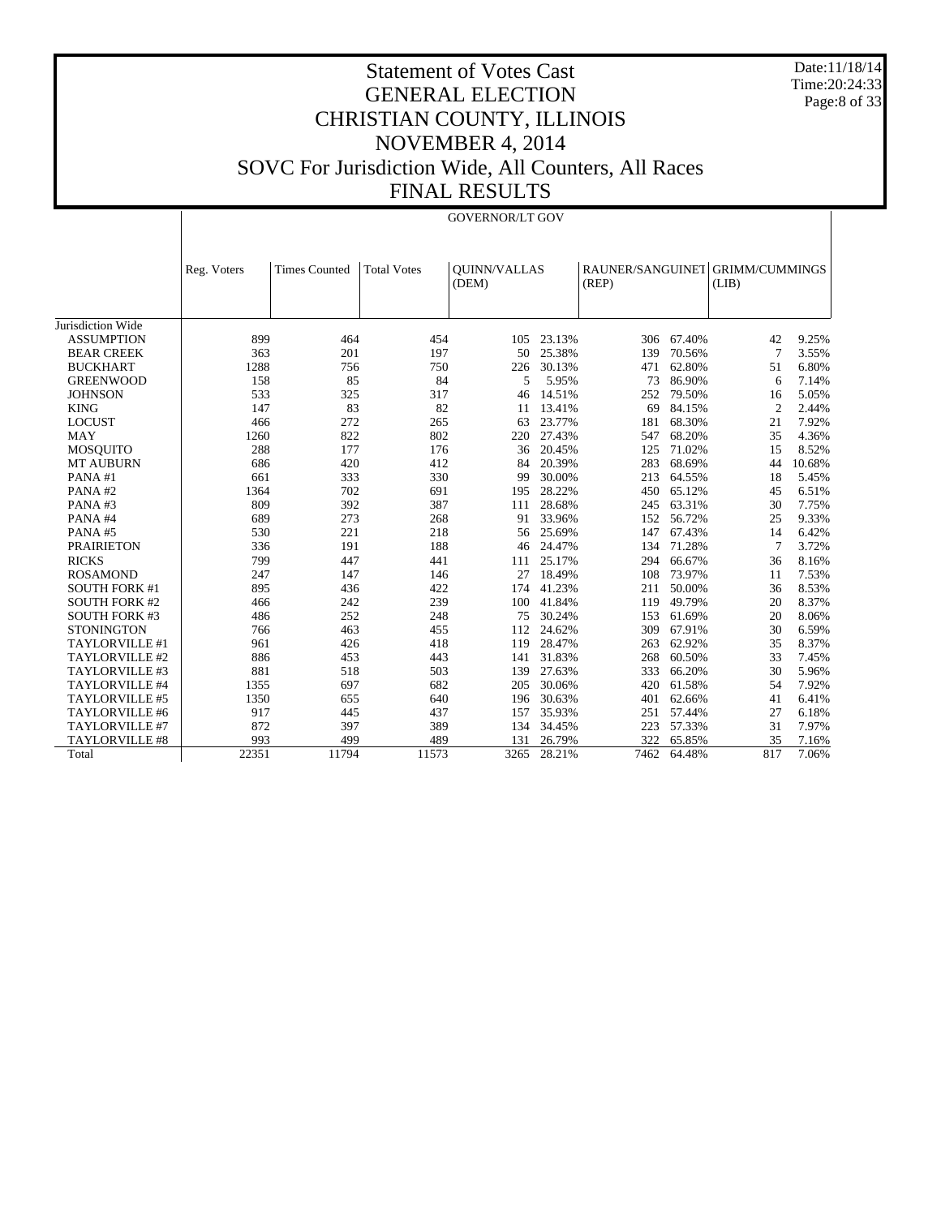# Statement of Votes Cast
# GENERAL ELECTION
# CHRISTIAN COUNTY, ILLINOIS
# NOVEMBER 4, 2014
# SOVC For Jurisdiction Wide, All Counters, All Races
# FINAL RESULTS

Date:11/18/14
Time:20:24:33

## GOVERNOR/LT GOV

| | Reg. Voters | Times Counted | Total Votes | QUINN/VALLAS (DEM) | | RAUNER/SANGUINETI (REP) | | GRIMM/CUMMINGS (LIB) | |
|---|---|---|---|---|---|---|---|---|---|
| Jurisdiction Wide | | | | | | | | | |
| ASSUMPTION | 899 | 464 | 454 | 105 | 23.13% | 306 | 67.40% | 42 | 9.25% |
| BEAR CREEK | 363 | 201 | 197 | 50 | 25.38% | 139 | 70.56% | 7 | 3.55% |
| BUCKHART | 1288 | 756 | 750 | 226 | 30.13% | 471 | 62.80% | 51 | 6.80% |
| GREENWOOD | 158 | 85 | 84 | 5 | 5.95% | 73 | 86.90% | 6 | 7.14% |
| JOHNSON | 533 | 325 | 317 | 46 | 14.51% | 252 | 79.50% | 16 | 5.05% |
| KING | 147 | 83 | 82 | 11 | 13.41% | 69 | 84.15% | 2 | 2.44% |
| LOCUST | 466 | 272 | 265 | 63 | 23.77% | 181 | 68.30% | 21 | 7.92% |
| MAY | 1260 | 822 | 802 | 220 | 27.43% | 547 | 68.20% | 35 | 4.36% |
| MOSQUITO | 288 | 177 | 176 | 36 | 20.45% | 125 | 71.02% | 15 | 8.52% |
| MT AUBURN | 686 | 420 | 412 | 84 | 20.39% | 283 | 68.69% | 44 | 10.68% |
| PANA #1 | 661 | 333 | 330 | 99 | 30.00% | 213 | 64.55% | 18 | 5.45% |
| PANA #2 | 1364 | 702 | 691 | 195 | 28.22% | 450 | 65.12% | 45 | 6.51% |
| PANA #3 | 809 | 392 | 387 | 111 | 28.68% | 245 | 63.31% | 30 | 7.75% |
| PANA #4 | 689 | 273 | 268 | 91 | 33.96% | 152 | 56.72% | 25 | 9.33% |
| PANA #5 | 530 | 221 | 218 | 56 | 25.69% | 147 | 67.43% | 14 | 6.42% |
| PRAIRIETON | 336 | 191 | 188 | 46 | 24.47% | 134 | 71.28% | 7 | 3.72% |
| RICKS | 799 | 447 | 441 | 111 | 25.17% | 294 | 66.67% | 36 | 8.16% |
| ROSAMOND | 247 | 147 | 146 | 27 | 18.49% | 108 | 73.97% | 11 | 7.53% |
| SOUTH FORK #1 | 895 | 436 | 422 | 174 | 41.23% | 211 | 50.00% | 36 | 8.53% |
| SOUTH FORK #2 | 466 | 242 | 239 | 100 | 41.84% | 119 | 49.79% | 20 | 8.37% |
| SOUTH FORK #3 | 486 | 252 | 248 | 75 | 30.24% | 153 | 61.69% | 20 | 8.06% |
| STONINGTON | 766 | 463 | 455 | 112 | 24.62% | 309 | 67.91% | 30 | 6.59% |
| TAYLORVILLE #1 | 961 | 426 | 418 | 119 | 28.47% | 263 | 62.92% | 35 | 8.37% |
| TAYLORVILLE #2 | 886 | 453 | 443 | 141 | 31.83% | 268 | 60.50% | 33 | 7.45% |
| TAYLORVILLE #3 | 881 | 518 | 503 | 139 | 27.63% | 333 | 66.20% | 30 | 5.96% |
| TAYLORVILLE #4 | 1355 | 697 | 682 | 205 | 30.06% | 420 | 61.58% | 54 | 7.92% |
| TAYLORVILLE #5 | 1350 | 655 | 640 | 196 | 30.63% | 401 | 62.66% | 41 | 6.41% |
| TAYLORVILLE #6 | 917 | 445 | 437 | 157 | 35.93% | 251 | 57.44% | 27 | 6.18% |
| TAYLORVILLE #7 | 872 | 397 | 389 | 134 | 34.45% | 223 | 57.33% | 31 | 7.97% |
| TAYLORVILLE #8 | 993 | 499 | 489 | 131 | 26.79% | 322 | 65.85% | 35 | 7.16% |
| Total | 22351 | 11794 | 11573 | 3265 | 28.21% | 7462 | 64.48% | 817 | 7.06% |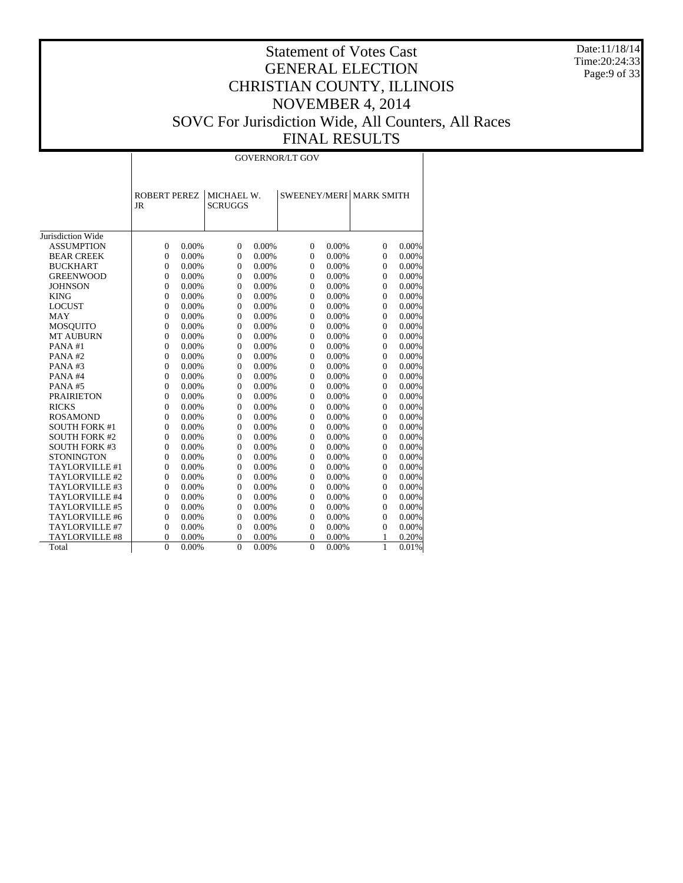# Statement of Votes Cast
# GENERAL ELECTION
# CHRISTIAN COUNTY, ILLINOIS
# NOVEMBER 4, 2014
# SOVC For Jurisdiction Wide, All Counters, All Races
# FINAL RESULTS

Date:11/18/14
Time:20:24:33

| | GOVERNOR/LT GOV | | | | | | | |
|---|---|---|---|---|---|---|---|---|
| | ROBERT PEREZ JR | | MICHAEL W. SCRUGGS | | SWEENEY/MERI | | MARK SMITH | |
| Jurisdiction Wide | | | | | | | | |
| ASSUMPTION | 0 | 0.00% | 0 | 0.00% | 0 | 0.00% | 0 | 0.00% |
| BEAR CREEK | 0 | 0.00% | 0 | 0.00% | 0 | 0.00% | 0 | 0.00% |
| BUCKHART | 0 | 0.00% | 0 | 0.00% | 0 | 0.00% | 0 | 0.00% |
| GREENWOOD | 0 | 0.00% | 0 | 0.00% | 0 | 0.00% | 0 | 0.00% |
| JOHNSON | 0 | 0.00% | 0 | 0.00% | 0 | 0.00% | 0 | 0.00% |
| KING | 0 | 0.00% | 0 | 0.00% | 0 | 0.00% | 0 | 0.00% |
| LOCUST | 0 | 0.00% | 0 | 0.00% | 0 | 0.00% | 0 | 0.00% |
| MAY | 0 | 0.00% | 0 | 0.00% | 0 | 0.00% | 0 | 0.00% |
| MOSQUITO | 0 | 0.00% | 0 | 0.00% | 0 | 0.00% | 0 | 0.00% |
| MT AUBURN | 0 | 0.00% | 0 | 0.00% | 0 | 0.00% | 0 | 0.00% |
| PANA #1 | 0 | 0.00% | 0 | 0.00% | 0 | 0.00% | 0 | 0.00% |
| PANA #2 | 0 | 0.00% | 0 | 0.00% | 0 | 0.00% | 0 | 0.00% |
| PANA #3 | 0 | 0.00% | 0 | 0.00% | 0 | 0.00% | 0 | 0.00% |
| PANA #4 | 0 | 0.00% | 0 | 0.00% | 0 | 0.00% | 0 | 0.00% |
| PANA #5 | 0 | 0.00% | 0 | 0.00% | 0 | 0.00% | 0 | 0.00% |
| PRAIRIETON | 0 | 0.00% | 0 | 0.00% | 0 | 0.00% | 0 | 0.00% |
| RICKS | 0 | 0.00% | 0 | 0.00% | 0 | 0.00% | 0 | 0.00% |
| ROSAMOND | 0 | 0.00% | 0 | 0.00% | 0 | 0.00% | 0 | 0.00% |
| SOUTH FORK #1 | 0 | 0.00% | 0 | 0.00% | 0 | 0.00% | 0 | 0.00% |
| SOUTH FORK #2 | 0 | 0.00% | 0 | 0.00% | 0 | 0.00% | 0 | 0.00% |
| SOUTH FORK #3 | 0 | 0.00% | 0 | 0.00% | 0 | 0.00% | 0 | 0.00% |
| STONINGTON | 0 | 0.00% | 0 | 0.00% | 0 | 0.00% | 0 | 0.00% |
| TAYLORVILLE #1 | 0 | 0.00% | 0 | 0.00% | 0 | 0.00% | 0 | 0.00% |
| TAYLORVILLE #2 | 0 | 0.00% | 0 | 0.00% | 0 | 0.00% | 0 | 0.00% |
| TAYLORVILLE #3 | 0 | 0.00% | 0 | 0.00% | 0 | 0.00% | 0 | 0.00% |
| TAYLORVILLE #4 | 0 | 0.00% | 0 | 0.00% | 0 | 0.00% | 0 | 0.00% |
| TAYLORVILLE #5 | 0 | 0.00% | 0 | 0.00% | 0 | 0.00% | 0 | 0.00% |
| TAYLORVILLE #6 | 0 | 0.00% | 0 | 0.00% | 0 | 0.00% | 0 | 0.00% |
| TAYLORVILLE #7 | 0 | 0.00% | 0 | 0.00% | 0 | 0.00% | 0 | 0.00% |
| TAYLORVILLE #8 | 0 | 0.00% | 0 | 0.00% | 0 | 0.00% | 1 | 0.20% |
| Total | 0 | 0.00% | 0 | 0.00% | 0 | 0.00% | 1 | 0.01% |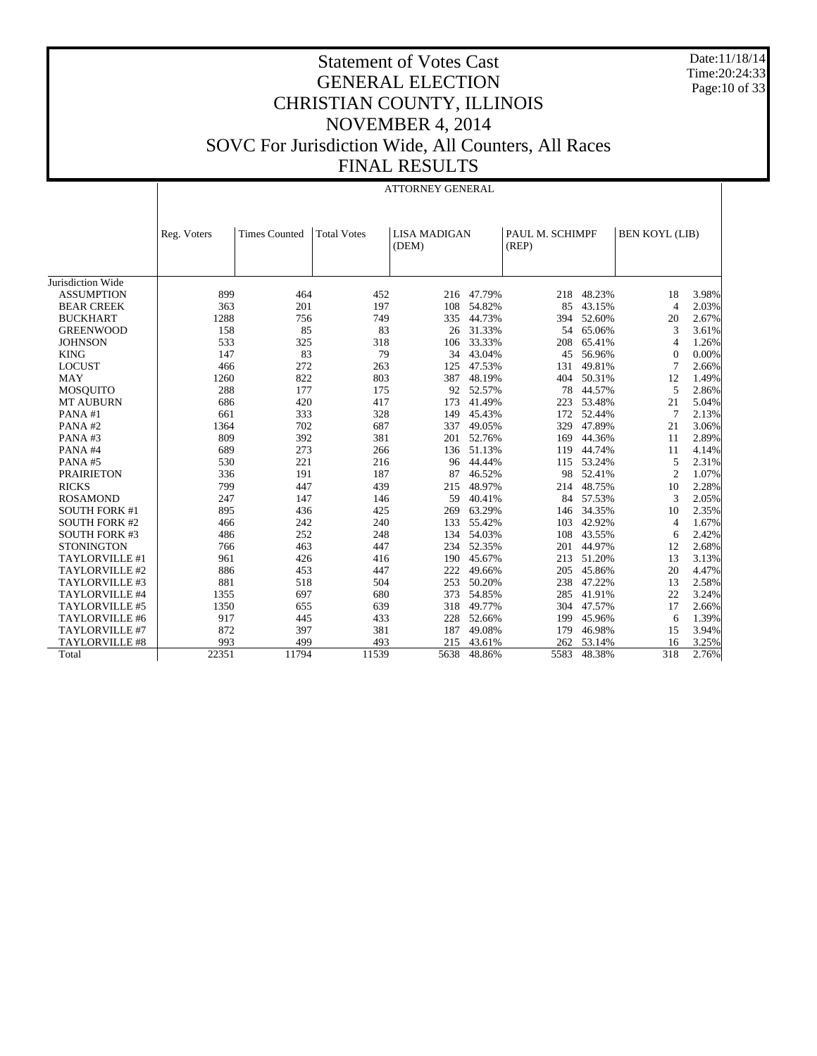# Statement of Votes Cast
# GENERAL ELECTION
# CHRISTIAN COUNTY, ILLINOIS
# NOVEMBER 4, 2014
# SOVC For Jurisdiction Wide, All Counters, All Races
# FINAL RESULTS

Date:11/18/14
Time:20:24:33

## ATTORNEY GENERAL

| | Reg. Voters | Times Counted | Total Votes | LISA MADIGAN (DEM) | | PAUL M. SCHIMPF (REP) | | BEN KOYL (LIB) | |
|---|---|---|---|---|---|---|---|---|---|
| Jurisdiction Wide | | | | | | | | | |
| ASSUMPTION | 899 | 464 | 452 | 216 | 47.79% | 218 | 48.23% | 18 | 3.98% |
| BEAR CREEK | 363 | 201 | 197 | 108 | 54.82% | 85 | 43.15% | 4 | 2.03% |
| BUCKHART | 1288 | 756 | 749 | 335 | 44.73% | 394 | 52.60% | 20 | 2.67% |
| GREENWOOD | 158 | 85 | 83 | 26 | 31.33% | 54 | 65.06% | 3 | 3.61% |
| JOHNSON | 533 | 325 | 318 | 106 | 33.33% | 208 | 65.41% | 4 | 1.26% |
| KING | 147 | 83 | 79 | 34 | 43.04% | 45 | 56.96% | 0 | 0.00% |
| LOCUST | 466 | 272 | 263 | 125 | 47.53% | 131 | 49.81% | 7 | 2.66% |
| MAY | 1260 | 822 | 803 | 387 | 48.19% | 404 | 50.31% | 12 | 1.49% |
| MOSQUITO | 288 | 177 | 175 | 92 | 52.57% | 78 | 44.57% | 5 | 2.86% |
| MT AUBURN | 686 | 420 | 417 | 173 | 41.49% | 223 | 53.48% | 21 | 5.04% |
| PANA #1 | 661 | 333 | 328 | 149 | 45.43% | 172 | 52.44% | 7 | 2.13% |
| PANA #2 | 1364 | 702 | 687 | 337 | 49.05% | 329 | 47.89% | 21 | 3.06% |
| PANA #3 | 809 | 392 | 381 | 201 | 52.76% | 169 | 44.36% | 11 | 2.89% |
| PANA #4 | 689 | 273 | 266 | 136 | 51.13% | 119 | 44.74% | 11 | 4.14% |
| PANA #5 | 530 | 221 | 216 | 96 | 44.44% | 115 | 53.24% | 5 | 2.31% |
| PRAIRIETON | 336 | 191 | 187 | 87 | 46.52% | 98 | 52.41% | 2 | 1.07% |
| RICKS | 799 | 447 | 439 | 215 | 48.97% | 214 | 48.75% | 10 | 2.28% |
| ROSAMOND | 247 | 147 | 146 | 59 | 40.41% | 84 | 57.53% | 3 | 2.05% |
| SOUTH FORK #1 | 895 | 436 | 425 | 269 | 63.29% | 146 | 34.35% | 10 | 2.35% |
| SOUTH FORK #2 | 466 | 242 | 240 | 133 | 55.42% | 103 | 42.92% | 4 | 1.67% |
| SOUTH FORK #3 | 486 | 252 | 248 | 134 | 54.03% | 108 | 43.55% | 6 | 2.42% |
| STONINGTON | 766 | 463 | 447 | 234 | 52.35% | 201 | 44.97% | 12 | 2.68% |
| TAYLORVILLE #1 | 961 | 426 | 416 | 190 | 45.67% | 213 | 51.20% | 13 | 3.13% |
| TAYLORVILLE #2 | 886 | 453 | 447 | 222 | 49.66% | 205 | 45.86% | 20 | 4.47% |
| TAYLORVILLE #3 | 881 | 518 | 504 | 253 | 50.20% | 238 | 47.22% | 13 | 2.58% |
| TAYLORVILLE #4 | 1355 | 697 | 680 | 373 | 54.85% | 285 | 41.91% | 22 | 3.24% |
| TAYLORVILLE #5 | 1350 | 655 | 639 | 318 | 49.77% | 304 | 47.57% | 17 | 2.66% |
| TAYLORVILLE #6 | 917 | 445 | 433 | 228 | 52.66% | 199 | 45.96% | 6 | 1.39% |
| TAYLORVILLE #7 | 872 | 397 | 381 | 187 | 49.08% | 179 | 46.98% | 15 | 3.94% |
| TAYLORVILLE #8 | 993 | 499 | 493 | 215 | 43.61% | 262 | 53.14% | 16 | 3.25% |
| Total | 22351 | 11794 | 11539 | 5638 | 48.86% | 5583 | 48.38% | 318 | 2.76% |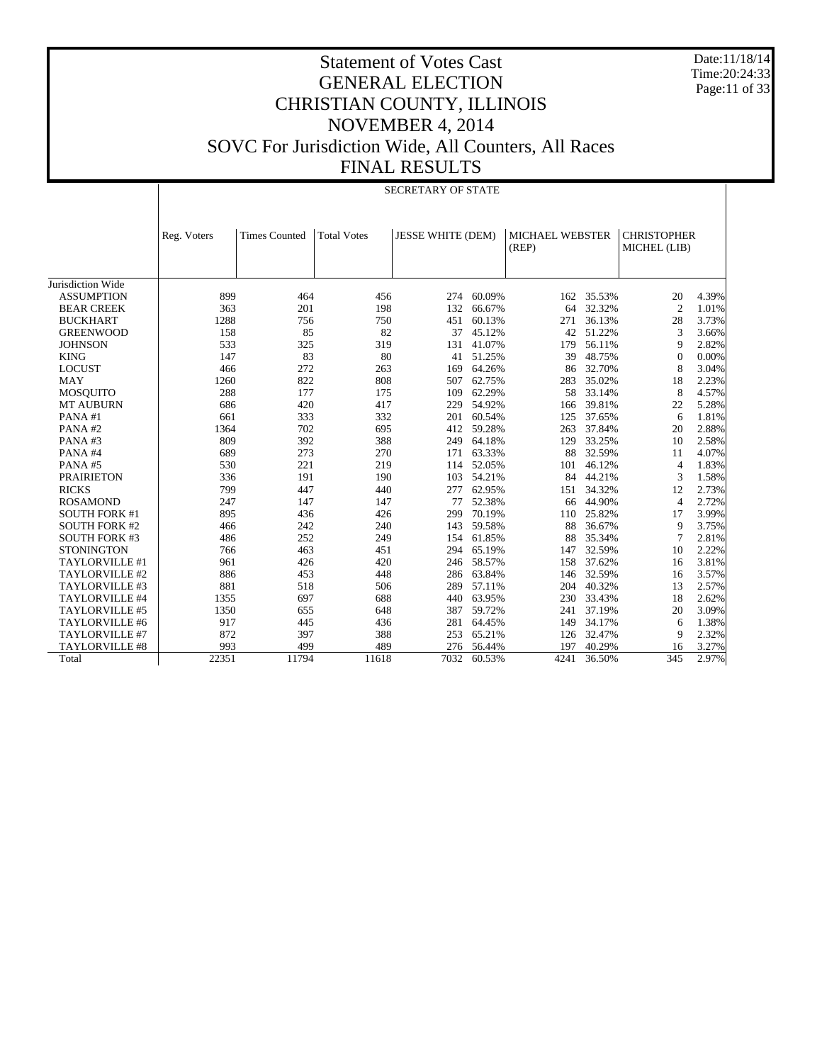# Statement of Votes Cast
# GENERAL ELECTION
# CHRISTIAN COUNTY, ILLINOIS
# NOVEMBER 4, 2014
# SOVC For Jurisdiction Wide, All Counters, All Races
# FINAL RESULTS

Date:11/18/14
Time:20:24:33

## SECRETARY OF STATE

| | Reg. Voters | Times Counted | Total Votes | JESSE WHITE (DEM) | | MICHAEL WEBSTER (REP) | | CHRISTOPHER MICHEL (LIB) | |
|---|---|---|---|---|---|---|---|---|---|
| Jurisdiction Wide | | | | | | | | | |
| ASSUMPTION | 899 | 464 | 456 | 274 | 60.09% | 162 | 35.53% | 20 | 4.39% |
| BEAR CREEK | 363 | 201 | 198 | 132 | 66.67% | 64 | 32.32% | 2 | 1.01% |
| BUCKHART | 1288 | 756 | 750 | 451 | 60.13% | 271 | 36.13% | 28 | 3.73% |
| GREENWOOD | 158 | 85 | 82 | 37 | 45.12% | 42 | 51.22% | 3 | 3.66% |
| JOHNSON | 533 | 325 | 319 | 131 | 41.07% | 179 | 56.11% | 9 | 2.82% |
| KING | 147 | 83 | 80 | 41 | 51.25% | 39 | 48.75% | 0 | 0.00% |
| LOCUST | 466 | 272 | 263 | 169 | 64.26% | 86 | 32.70% | 8 | 3.04% |
| MAY | 1260 | 822 | 808 | 507 | 62.75% | 283 | 35.02% | 18 | 2.23% |
| MOSQUITO | 288 | 177 | 175 | 109 | 62.29% | 58 | 33.14% | 8 | 4.57% |
| MT AUBURN | 686 | 420 | 417 | 229 | 54.92% | 166 | 39.81% | 22 | 5.28% |
| PANA #1 | 661 | 333 | 332 | 201 | 60.54% | 125 | 37.65% | 6 | 1.81% |
| PANA #2 | 1364 | 702 | 695 | 412 | 59.28% | 263 | 37.84% | 20 | 2.88% |
| PANA #3 | 809 | 392 | 388 | 249 | 64.18% | 129 | 33.25% | 10 | 2.58% |
| PANA #4 | 689 | 273 | 270 | 171 | 63.33% | 88 | 32.59% | 11 | 4.07% |
| PANA #5 | 530 | 221 | 219 | 114 | 52.05% | 101 | 46.12% | 4 | 1.83% |
| PRAIRIETON | 336 | 191 | 190 | 103 | 54.21% | 84 | 44.21% | 3 | 1.58% |
| RICKS | 799 | 447 | 440 | 277 | 62.95% | 151 | 34.32% | 12 | 2.73% |
| ROSAMOND | 247 | 147 | 147 | 77 | 52.38% | 66 | 44.90% | 4 | 2.72% |
| SOUTH FORK #1 | 895 | 436 | 426 | 299 | 70.19% | 110 | 25.82% | 17 | 3.99% |
| SOUTH FORK #2 | 466 | 242 | 240 | 143 | 59.58% | 88 | 36.67% | 9 | 3.75% |
| SOUTH FORK #3 | 486 | 252 | 249 | 154 | 61.85% | 88 | 35.34% | 7 | 2.81% |
| STONINGTON | 766 | 463 | 451 | 294 | 65.19% | 147 | 32.59% | 10 | 2.22% |
| TAYLORVILLE #1 | 961 | 426 | 420 | 246 | 58.57% | 158 | 37.62% | 16 | 3.81% |
| TAYLORVILLE #2 | 886 | 453 | 448 | 286 | 63.84% | 146 | 32.59% | 16 | 3.57% |
| TAYLORVILLE #3 | 881 | 518 | 506 | 289 | 57.11% | 204 | 40.32% | 13 | 2.57% |
| TAYLORVILLE #4 | 1355 | 697 | 688 | 440 | 63.95% | 230 | 33.43% | 18 | 2.62% |
| TAYLORVILLE #5 | 1350 | 655 | 648 | 387 | 59.72% | 241 | 37.19% | 20 | 3.09% |
| TAYLORVILLE #6 | 917 | 445 | 436 | 281 | 64.45% | 149 | 34.17% | 6 | 1.38% |
| TAYLORVILLE #7 | 872 | 397 | 388 | 253 | 65.21% | 126 | 32.47% | 9 | 2.32% |
| TAYLORVILLE #8 | 993 | 499 | 489 | 276 | 56.44% | 197 | 40.29% | 16 | 3.27% |
| Total | 22351 | 11794 | 11618 | 7032 | 60.53% | 4241 | 36.50% | 345 | 2.97% |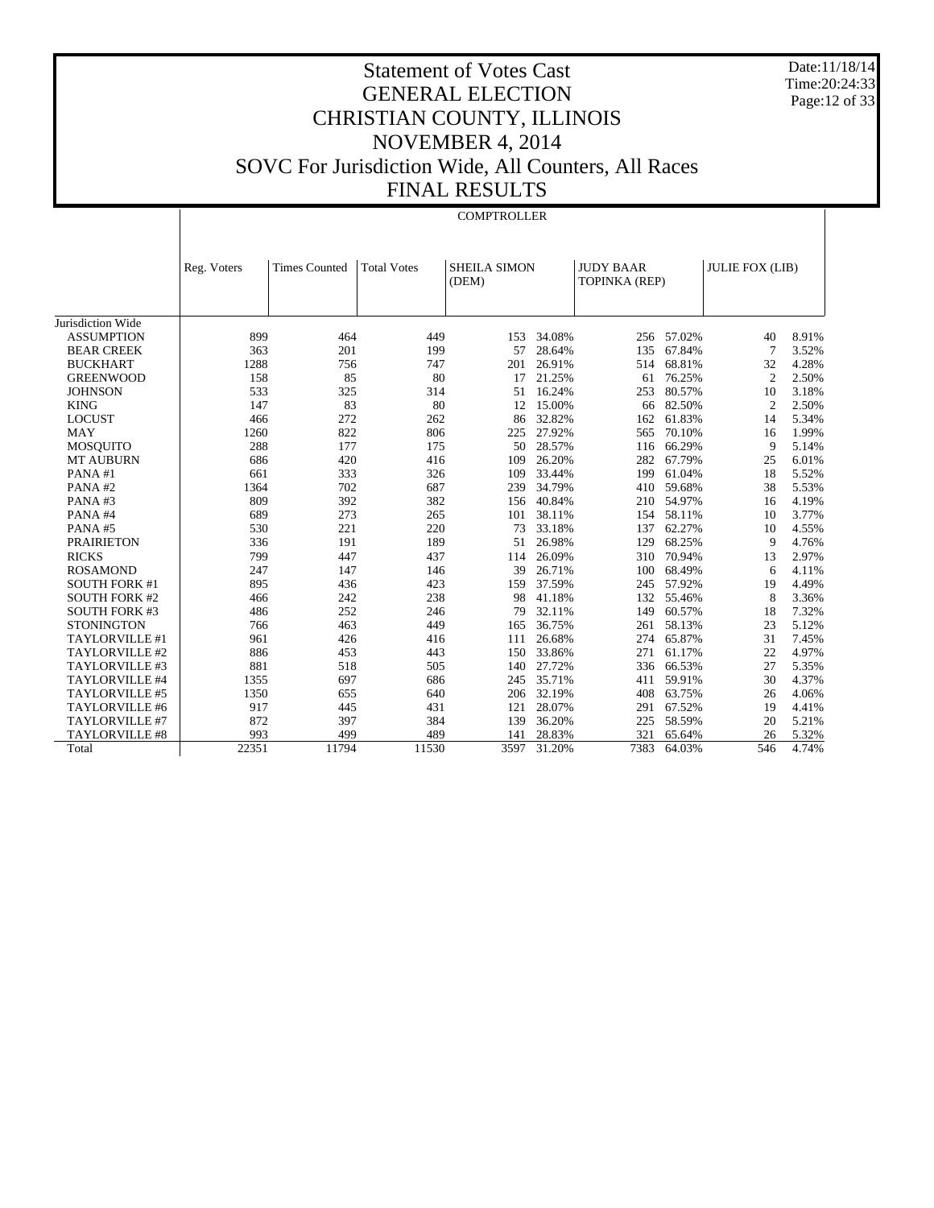# Statement of Votes Cast
# GENERAL ELECTION
# CHRISTIAN COUNTY, ILLINOIS
# NOVEMBER 4, 2014
# SOVC For Jurisdiction Wide, All Counters, All Races
# FINAL RESULTS

Date:11/18/14
Time:20:24:33

COMPTROLLER

| | Reg. Voters | Times Counted | Total Votes | SHEILA SIMON (DEM) | | JUDY BAAR TOPINKA (REP) | | JULIE FOX (LIB) | |
|---|---|---|---|---|---|---|---|---|---|
| Jurisdiction Wide | | | | | | | | | |
| ASSUMPTION | 899 | 464 | 449 | 153 | 34.08% | 256 | 57.02% | 40 | 8.91% |
| BEAR CREEK | 363 | 201 | 199 | 57 | 28.64% | 135 | 67.84% | 7 | 3.52% |
| BUCKHART | 1288 | 756 | 747 | 201 | 26.91% | 514 | 68.81% | 32 | 4.28% |
| GREENWOOD | 158 | 85 | 80 | 17 | 21.25% | 61 | 76.25% | 2 | 2.50% |
| JOHNSON | 533 | 325 | 314 | 51 | 16.24% | 253 | 80.57% | 10 | 3.18% |
| KING | 147 | 83 | 80 | 12 | 15.00% | 66 | 82.50% | 2 | 2.50% |
| LOCUST | 466 | 272 | 262 | 86 | 32.82% | 162 | 61.83% | 14 | 5.34% |
| MAY | 1260 | 822 | 806 | 225 | 27.92% | 565 | 70.10% | 16 | 1.99% |
| MOSQUITO | 288 | 177 | 175 | 50 | 28.57% | 116 | 66.29% | 9 | 5.14% |
| MT AUBURN | 686 | 420 | 416 | 109 | 26.20% | 282 | 67.79% | 25 | 6.01% |
| PANA #1 | 661 | 333 | 326 | 109 | 33.44% | 199 | 61.04% | 18 | 5.52% |
| PANA #2 | 1364 | 702 | 687 | 239 | 34.79% | 410 | 59.68% | 38 | 5.53% |
| PANA #3 | 809 | 392 | 382 | 156 | 40.84% | 210 | 54.97% | 16 | 4.19% |
| PANA #4 | 689 | 273 | 265 | 101 | 38.11% | 154 | 58.11% | 10 | 3.77% |
| PANA #5 | 530 | 221 | 220 | 73 | 33.18% | 137 | 62.27% | 10 | 4.55% |
| PRAIRIETON | 336 | 191 | 189 | 51 | 26.98% | 129 | 68.25% | 9 | 4.76% |
| RICKS | 799 | 447 | 437 | 114 | 26.09% | 310 | 70.94% | 13 | 2.97% |
| ROSAMOND | 247 | 147 | 146 | 39 | 26.71% | 100 | 68.49% | 6 | 4.11% |
| SOUTH FORK #1 | 895 | 436 | 423 | 159 | 37.59% | 245 | 57.92% | 19 | 4.49% |
| SOUTH FORK #2 | 466 | 242 | 238 | 98 | 41.18% | 132 | 55.46% | 8 | 3.36% |
| SOUTH FORK #3 | 486 | 252 | 246 | 79 | 32.11% | 149 | 60.57% | 18 | 7.32% |
| STONINGTON | 766 | 463 | 449 | 165 | 36.75% | 261 | 58.13% | 23 | 5.12% |
| TAYLORVILLE #1 | 961 | 426 | 416 | 111 | 26.68% | 274 | 65.87% | 31 | 7.45% |
| TAYLORVILLE #2 | 886 | 453 | 443 | 150 | 33.86% | 271 | 61.17% | 22 | 4.97% |
| TAYLORVILLE #3 | 881 | 518 | 505 | 140 | 27.72% | 336 | 66.53% | 27 | 5.35% |
| TAYLORVILLE #4 | 1355 | 697 | 686 | 245 | 35.71% | 411 | 59.91% | 30 | 4.37% |
| TAYLORVILLE #5 | 1350 | 655 | 640 | 206 | 32.19% | 408 | 63.75% | 26 | 4.06% |
| TAYLORVILLE #6 | 917 | 445 | 431 | 121 | 28.07% | 291 | 67.52% | 19 | 4.41% |
| TAYLORVILLE #7 | 872 | 397 | 384 | 139 | 36.20% | 225 | 58.59% | 20 | 5.21% |
| TAYLORVILLE #8 | 993 | 499 | 489 | 141 | 28.83% | 321 | 65.64% | 26 | 5.32% |
| Total | 22351 | 11794 | 11530 | 3597 | 31.20% | 7383 | 64.03% | 546 | 4.74% |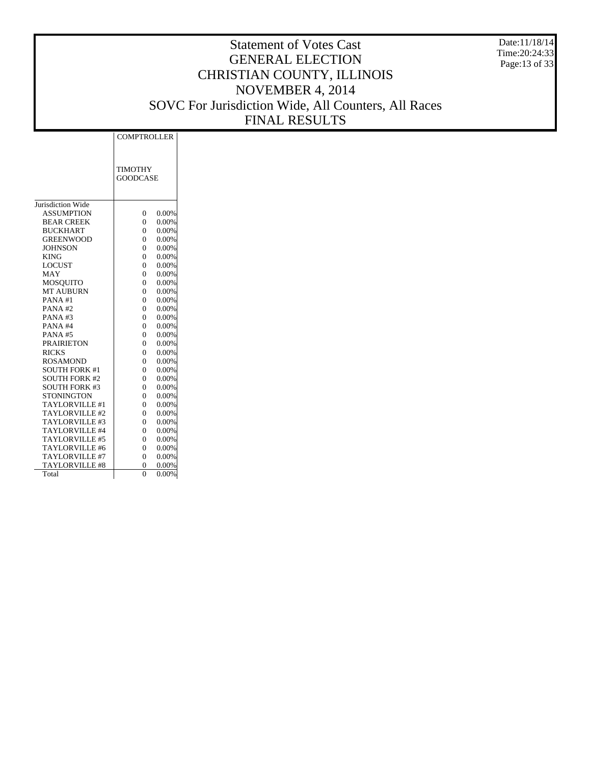# Statement of Votes Cast
# GENERAL ELECTION
# CHRISTIAN COUNTY, ILLINOIS
# NOVEMBER 4, 2014
# SOVC For Jurisdiction Wide, All Counters, All Races
# FINAL RESULTS

Date:11/18/14
Time:20:24:33

| | COMPTROLLER | |
|---|---|---|
| | TIMOTHY GOODCASE | |
| Jurisdiction Wide | | |
| ASSUMPTION | 0 | 0.00% |
| BEAR CREEK | 0 | 0.00% |
| BUCKHART | 0 | 0.00% |
| GREENWOOD | 0 | 0.00% |
| JOHNSON | 0 | 0.00% |
| KING | 0 | 0.00% |
| LOCUST | 0 | 0.00% |
| MAY | 0 | 0.00% |
| MOSQUITO | 0 | 0.00% |
| MT AUBURN | 0 | 0.00% |
| PANA #1 | 0 | 0.00% |
| PANA #2 | 0 | 0.00% |
| PANA #3 | 0 | 0.00% |
| PANA #4 | 0 | 0.00% |
| PANA #5 | 0 | 0.00% |
| PRAIRIETON | 0 | 0.00% |
| RICKS | 0 | 0.00% |
| ROSAMOND | 0 | 0.00% |
| SOUTH FORK #1 | 0 | 0.00% |
| SOUTH FORK #2 | 0 | 0.00% |
| SOUTH FORK #3 | 0 | 0.00% |
| STONINGTON | 0 | 0.00% |
| TAYLORVILLE #1 | 0 | 0.00% |
| TAYLORVILLE #2 | 0 | 0.00% |
| TAYLORVILLE #3 | 0 | 0.00% |
| TAYLORVILLE #4 | 0 | 0.00% |
| TAYLORVILLE #5 | 0 | 0.00% |
| TAYLORVILLE #6 | 0 | 0.00% |
| TAYLORVILLE #7 | 0 | 0.00% |
| TAYLORVILLE #8 | 0 | 0.00% |
| Total | 0 | 0.00% |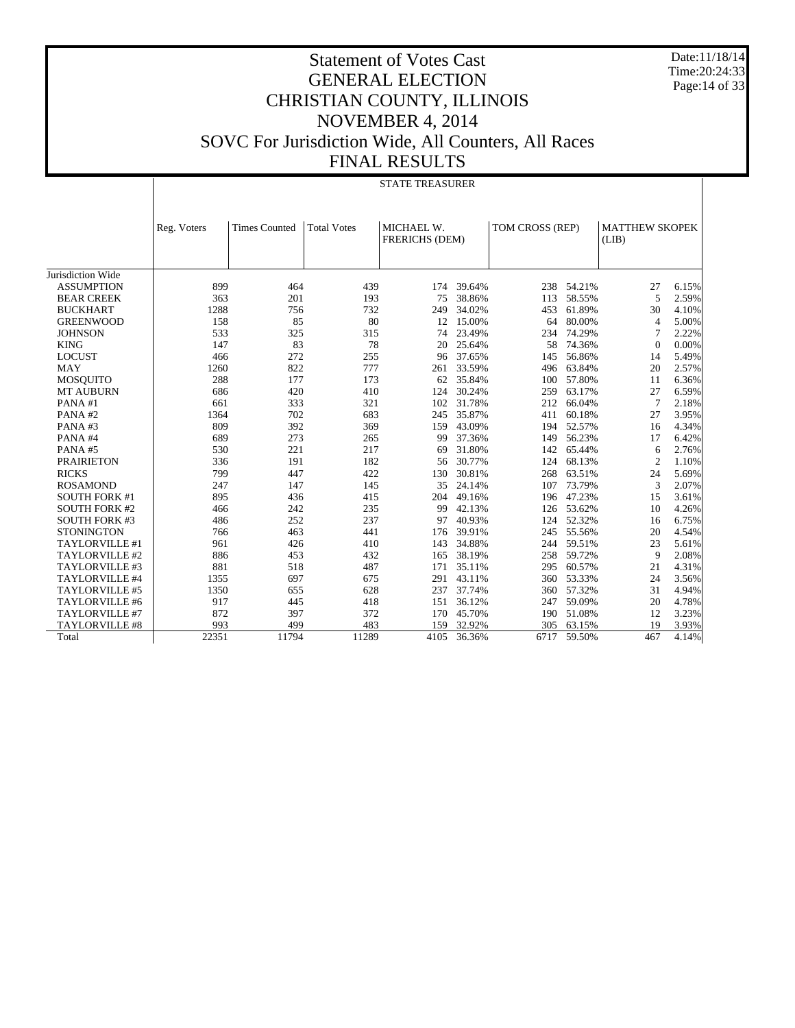# Statement of Votes Cast
# GENERAL ELECTION
# CHRISTIAN COUNTY, ILLINOIS
# NOVEMBER 4, 2014
# SOVC For Jurisdiction Wide, All Counters, All Races
# FINAL RESULTS

Date:11/18/14
Time:20:24:33

## STATE TREASURER

| | Reg. Voters | Times Counted | Total Votes | MICHAEL W. FRERICHS (DEM) | | TOM CROSS (REP) | | MATTHEW SKOPEK (LIB) | |
|---|---|---|---|---|---|---|---|---|---|
| Jurisdiction Wide | | | | | | | | | |
| ASSUMPTION | 899 | 464 | 439 | 174 | 39.64% | 238 | 54.21% | 27 | 6.15% |
| BEAR CREEK | 363 | 201 | 193 | 75 | 38.86% | 113 | 58.55% | 5 | 2.59% |
| BUCKHART | 1288 | 756 | 732 | 249 | 34.02% | 453 | 61.89% | 30 | 4.10% |
| GREENWOOD | 158 | 85 | 80 | 12 | 15.00% | 64 | 80.00% | 4 | 5.00% |
| JOHNSON | 533 | 325 | 315 | 74 | 23.49% | 234 | 74.29% | 7 | 2.22% |
| KING | 147 | 83 | 78 | 20 | 25.64% | 58 | 74.36% | 0 | 0.00% |
| LOCUST | 466 | 272 | 255 | 96 | 37.65% | 145 | 56.86% | 14 | 5.49% |
| MAY | 1260 | 822 | 777 | 261 | 33.59% | 496 | 63.84% | 20 | 2.57% |
| MOSQUITO | 288 | 177 | 173 | 62 | 35.84% | 100 | 57.80% | 11 | 6.36% |
| MT AUBURN | 686 | 420 | 410 | 124 | 30.24% | 259 | 63.17% | 27 | 6.59% |
| PANA #1 | 661 | 333 | 321 | 102 | 31.78% | 212 | 66.04% | 7 | 2.18% |
| PANA #2 | 1364 | 702 | 683 | 245 | 35.87% | 411 | 60.18% | 27 | 3.95% |
| PANA #3 | 809 | 392 | 369 | 159 | 43.09% | 194 | 52.57% | 16 | 4.34% |
| PANA #4 | 689 | 273 | 265 | 99 | 37.36% | 149 | 56.23% | 17 | 6.42% |
| PANA #5 | 530 | 221 | 217 | 69 | 31.80% | 142 | 65.44% | 6 | 2.76% |
| PRAIRIETON | 336 | 191 | 182 | 56 | 30.77% | 124 | 68.13% | 2 | 1.10% |
| RICKS | 799 | 447 | 422 | 130 | 30.81% | 268 | 63.51% | 24 | 5.69% |
| ROSAMOND | 247 | 147 | 145 | 35 | 24.14% | 107 | 73.79% | 3 | 2.07% |
| SOUTH FORK #1 | 895 | 436 | 415 | 204 | 49.16% | 196 | 47.23% | 15 | 3.61% |
| SOUTH FORK #2 | 466 | 242 | 235 | 99 | 42.13% | 126 | 53.62% | 10 | 4.26% |
| SOUTH FORK #3 | 486 | 252 | 237 | 97 | 40.93% | 124 | 52.32% | 16 | 6.75% |
| STONINGTON | 766 | 463 | 441 | 176 | 39.91% | 245 | 55.56% | 20 | 4.54% |
| TAYLORVILLE #1 | 961 | 426 | 410 | 143 | 34.88% | 244 | 59.51% | 23 | 5.61% |
| TAYLORVILLE #2 | 886 | 453 | 432 | 165 | 38.19% | 258 | 59.72% | 9 | 2.08% |
| TAYLORVILLE #3 | 881 | 518 | 487 | 171 | 35.11% | 295 | 60.57% | 21 | 4.31% |
| TAYLORVILLE #4 | 1355 | 697 | 675 | 291 | 43.11% | 360 | 53.33% | 24 | 3.56% |
| TAYLORVILLE #5 | 1350 | 655 | 628 | 237 | 37.74% | 360 | 57.32% | 31 | 4.94% |
| TAYLORVILLE #6 | 917 | 445 | 418 | 151 | 36.12% | 247 | 59.09% | 20 | 4.78% |
| TAYLORVILLE #7 | 872 | 397 | 372 | 170 | 45.70% | 190 | 51.08% | 12 | 3.23% |
| TAYLORVILLE #8 | 993 | 499 | 483 | 159 | 32.92% | 305 | 63.15% | 19 | 3.93% |
| Total | 22351 | 11794 | 11289 | 4105 | 36.36% | 6717 | 59.50% | 467 | 4.14% |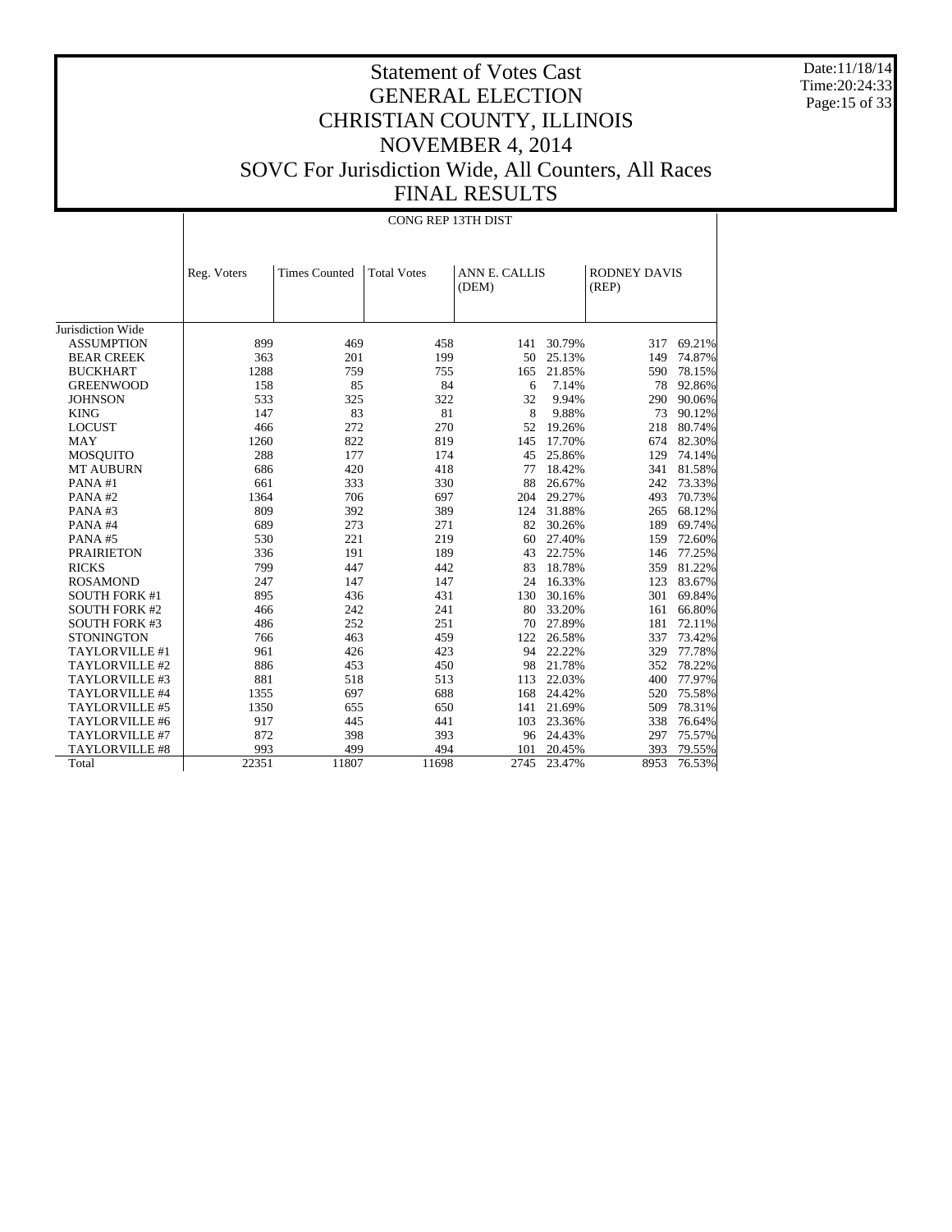# Statement of Votes Cast
# GENERAL ELECTION
# CHRISTIAN COUNTY, ILLINOIS
# NOVEMBER 4, 2014
# SOVC For Jurisdiction Wide, All Counters, All Races
# FINAL RESULTS

Date:11/18/14
Time:20:24:33

CONG REP 13TH DIST

| | Reg. Voters | Times Counted | Total Votes | ANN E. CALLIS (DEM) | | RODNEY DAVIS (REP) | |
|---|---|---|---|---|---|---|---|
| Jurisdiction Wide | | | | | | | |
| ASSUMPTION | 899 | 469 | 458 | 141 | 30.79% | 317 | 69.21% |
| BEAR CREEK | 363 | 201 | 199 | 50 | 25.13% | 149 | 74.87% |
| BUCKHART | 1288 | 759 | 755 | 165 | 21.85% | 590 | 78.15% |
| GREENWOOD | 158 | 85 | 84 | 6 | 7.14% | 78 | 92.86% |
| JOHNSON | 533 | 325 | 322 | 32 | 9.94% | 290 | 90.06% |
| KING | 147 | 83 | 81 | 8 | 9.88% | 73 | 90.12% |
| LOCUST | 466 | 272 | 270 | 52 | 19.26% | 218 | 80.74% |
| MAY | 1260 | 822 | 819 | 145 | 17.70% | 674 | 82.30% |
| MOSQUITO | 288 | 177 | 174 | 45 | 25.86% | 129 | 74.14% |
| MT AUBURN | 686 | 420 | 418 | 77 | 18.42% | 341 | 81.58% |
| PANA #1 | 661 | 333 | 330 | 88 | 26.67% | 242 | 73.33% |
| PANA #2 | 1364 | 706 | 697 | 204 | 29.27% | 493 | 70.73% |
| PANA #3 | 809 | 392 | 389 | 124 | 31.88% | 265 | 68.12% |
| PANA #4 | 689 | 273 | 271 | 82 | 30.26% | 189 | 69.74% |
| PANA #5 | 530 | 221 | 219 | 60 | 27.40% | 159 | 72.60% |
| PRAIRIETON | 336 | 191 | 189 | 43 | 22.75% | 146 | 77.25% |
| RICKS | 799 | 447 | 442 | 83 | 18.78% | 359 | 81.22% |
| ROSAMOND | 247 | 147 | 147 | 24 | 16.33% | 123 | 83.67% |
| SOUTH FORK #1 | 895 | 436 | 431 | 130 | 30.16% | 301 | 69.84% |
| SOUTH FORK #2 | 466 | 242 | 241 | 80 | 33.20% | 161 | 66.80% |
| SOUTH FORK #3 | 486 | 252 | 251 | 70 | 27.89% | 181 | 72.11% |
| STONINGTON | 766 | 463 | 459 | 122 | 26.58% | 337 | 73.42% |
| TAYLORVILLE #1 | 961 | 426 | 423 | 94 | 22.22% | 329 | 77.78% |
| TAYLORVILLE #2 | 886 | 453 | 450 | 98 | 21.78% | 352 | 78.22% |
| TAYLORVILLE #3 | 881 | 518 | 513 | 113 | 22.03% | 400 | 77.97% |
| TAYLORVILLE #4 | 1355 | 697 | 688 | 168 | 24.42% | 520 | 75.58% |
| TAYLORVILLE #5 | 1350 | 655 | 650 | 141 | 21.69% | 509 | 78.31% |
| TAYLORVILLE #6 | 917 | 445 | 441 | 103 | 23.36% | 338 | 76.64% |
| TAYLORVILLE #7 | 872 | 398 | 393 | 96 | 24.43% | 297 | 75.57% |
| TAYLORVILLE #8 | 993 | 499 | 494 | 101 | 20.45% | 393 | 79.55% |
| Total | 22351 | 11807 | 11698 | 2745 | 23.47% | 8953 | 76.53% |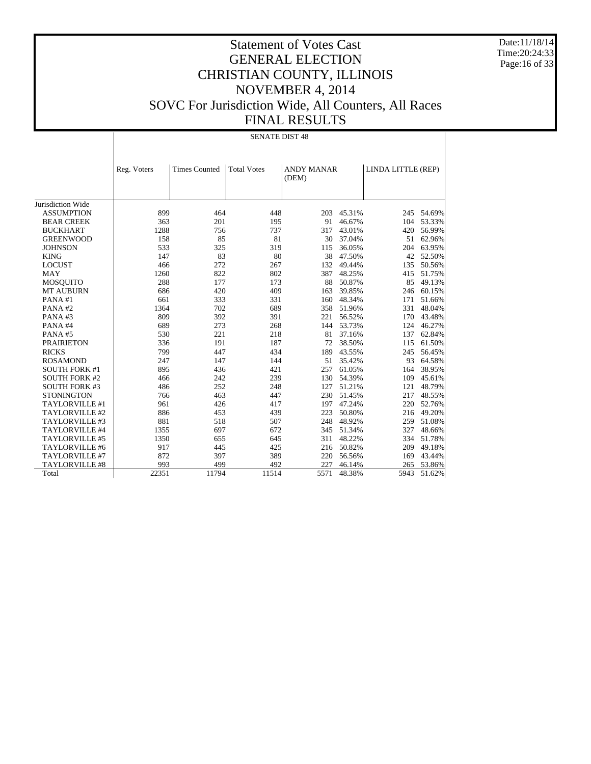# Statement of Votes Cast
# GENERAL ELECTION
# CHRISTIAN COUNTY, ILLINOIS
# NOVEMBER 4, 2014
# SOVC For Jurisdiction Wide, All Counters, All Races
# FINAL RESULTS

Date:11/18/14
Time:20:24:33

SENATE DIST 48

| | Reg. Voters | Times Counted | Total Votes | ANDY MANAR (DEM) | | LINDA LITTLE (REP) | |
|---|---|---|---|---|---|---|---|
| Jurisdiction Wide | | | | | | | |
| ASSUMPTION | 899 | 464 | 448 | 203 | 45.31% | 245 | 54.69% |
| BEAR CREEK | 363 | 201 | 195 | 91 | 46.67% | 104 | 53.33% |
| BUCKHART | 1288 | 756 | 737 | 317 | 43.01% | 420 | 56.99% |
| GREENWOOD | 158 | 85 | 81 | 30 | 37.04% | 51 | 62.96% |
| JOHNSON | 533 | 325 | 319 | 115 | 36.05% | 204 | 63.95% |
| KING | 147 | 83 | 80 | 38 | 47.50% | 42 | 52.50% |
| LOCUST | 466 | 272 | 267 | 132 | 49.44% | 135 | 50.56% |
| MAY | 1260 | 822 | 802 | 387 | 48.25% | 415 | 51.75% |
| MOSQUITO | 288 | 177 | 173 | 88 | 50.87% | 85 | 49.13% |
| MT AUBURN | 686 | 420 | 409 | 163 | 39.85% | 246 | 60.15% |
| PANA #1 | 661 | 333 | 331 | 160 | 48.34% | 171 | 51.66% |
| PANA #2 | 1364 | 702 | 689 | 358 | 51.96% | 331 | 48.04% |
| PANA #3 | 809 | 392 | 391 | 221 | 56.52% | 170 | 43.48% |
| PANA #4 | 689 | 273 | 268 | 144 | 53.73% | 124 | 46.27% |
| PANA #5 | 530 | 221 | 218 | 81 | 37.16% | 137 | 62.84% |
| PRAIRIETON | 336 | 191 | 187 | 72 | 38.50% | 115 | 61.50% |
| RICKS | 799 | 447 | 434 | 189 | 43.55% | 245 | 56.45% |
| ROSAMOND | 247 | 147 | 144 | 51 | 35.42% | 93 | 64.58% |
| SOUTH FORK #1 | 895 | 436 | 421 | 257 | 61.05% | 164 | 38.95% |
| SOUTH FORK #2 | 466 | 242 | 239 | 130 | 54.39% | 109 | 45.61% |
| SOUTH FORK #3 | 486 | 252 | 248 | 127 | 51.21% | 121 | 48.79% |
| STONINGTON | 766 | 463 | 447 | 230 | 51.45% | 217 | 48.55% |
| TAYLORVILLE #1 | 961 | 426 | 417 | 197 | 47.24% | 220 | 52.76% |
| TAYLORVILLE #2 | 886 | 453 | 439 | 223 | 50.80% | 216 | 49.20% |
| TAYLORVILLE #3 | 881 | 518 | 507 | 248 | 48.92% | 259 | 51.08% |
| TAYLORVILLE #4 | 1355 | 697 | 672 | 345 | 51.34% | 327 | 48.66% |
| TAYLORVILLE #5 | 1350 | 655 | 645 | 311 | 48.22% | 334 | 51.78% |
| TAYLORVILLE #6 | 917 | 445 | 425 | 216 | 50.82% | 209 | 49.18% |
| TAYLORVILLE #7 | 872 | 397 | 389 | 220 | 56.56% | 169 | 43.44% |
| TAYLORVILLE #8 | 993 | 499 | 492 | 227 | 46.14% | 265 | 53.86% |
| Total | 22351 | 11794 | 11514 | 5571 | 48.38% | 5943 | 51.62% |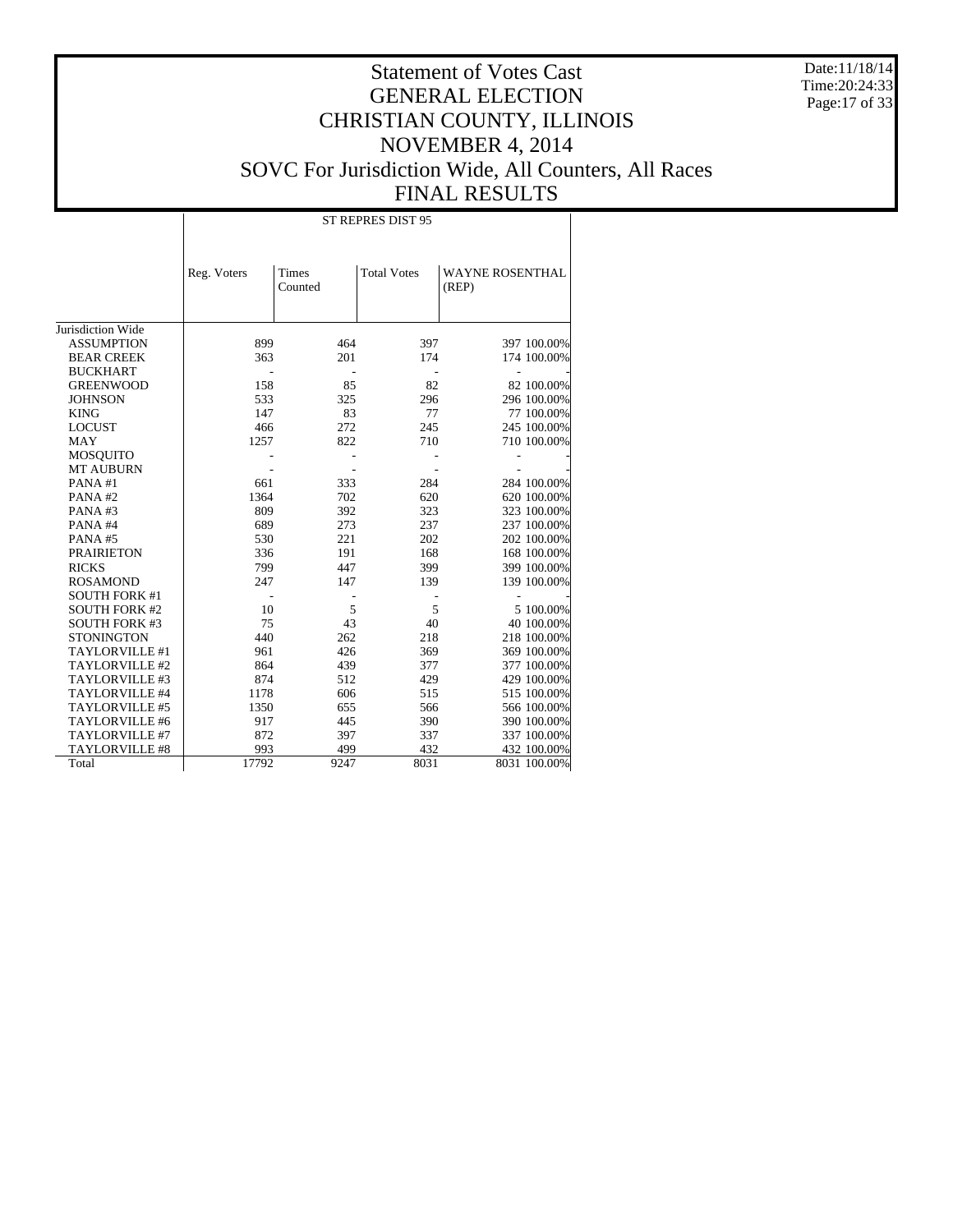# Statement of Votes Cast
# GENERAL ELECTION
# CHRISTIAN COUNTY, ILLINOIS
# NOVEMBER 4, 2014
# SOVC For Jurisdiction Wide, All Counters, All Races
# FINAL RESULTS

Date:11/18/14
Time:20:24:33

| | ST REPRES DIST 95 | | | | |
|---|---|---|---|---|---|
| | Reg. Voters | Times Counted | Total Votes | WAYNE ROSENTHAL (REP) | |
| Jurisdiction Wide | | | | | |
| ASSUMPTION | 899 | 464 | 397 | 397 | 100.00% |
| BEAR CREEK | 363 | 201 | 174 | 174 | 100.00% |
| BUCKHART | - | - | - | - | - |
| GREENWOOD | 158 | 85 | 82 | 82 | 100.00% |
| JOHNSON | 533 | 325 | 296 | 296 | 100.00% |
| KING | 147 | 83 | 77 | 77 | 100.00% |
| LOCUST | 466 | 272 | 245 | 245 | 100.00% |
| MAY | 1257 | 822 | 710 | 710 | 100.00% |
| MOSQUITO | - | - | - | - | - |
| MT AUBURN | - | - | - | - | - |
| PANA #1 | 661 | 333 | 284 | 284 | 100.00% |
| PANA #2 | 1364 | 702 | 620 | 620 | 100.00% |
| PANA #3 | 809 | 392 | 323 | 323 | 100.00% |
| PANA #4 | 689 | 273 | 237 | 237 | 100.00% |
| PANA #5 | 530 | 221 | 202 | 202 | 100.00% |
| PRAIRIETON | 336 | 191 | 168 | 168 | 100.00% |
| RICKS | 799 | 447 | 399 | 399 | 100.00% |
| ROSAMOND | 247 | 147 | 139 | 139 | 100.00% |
| SOUTH FORK #1 | - | - | - | - | - |
| SOUTH FORK #2 | 10 | 5 | 5 | 5 | 100.00% |
| SOUTH FORK #3 | 75 | 43 | 40 | 40 | 100.00% |
| STONINGTON | 440 | 262 | 218 | 218 | 100.00% |
| TAYLORVILLE #1 | 961 | 426 | 369 | 369 | 100.00% |
| TAYLORVILLE #2 | 864 | 439 | 377 | 377 | 100.00% |
| TAYLORVILLE #3 | 874 | 512 | 429 | 429 | 100.00% |
| TAYLORVILLE #4 | 1178 | 606 | 515 | 515 | 100.00% |
| TAYLORVILLE #5 | 1350 | 655 | 566 | 566 | 100.00% |
| TAYLORVILLE #6 | 917 | 445 | 390 | 390 | 100.00% |
| TAYLORVILLE #7 | 872 | 397 | 337 | 337 | 100.00% |
| TAYLORVILLE #8 | 993 | 499 | 432 | 432 | 100.00% |
| Total | 17792 | 9247 | 8031 | 8031 | 100.00% |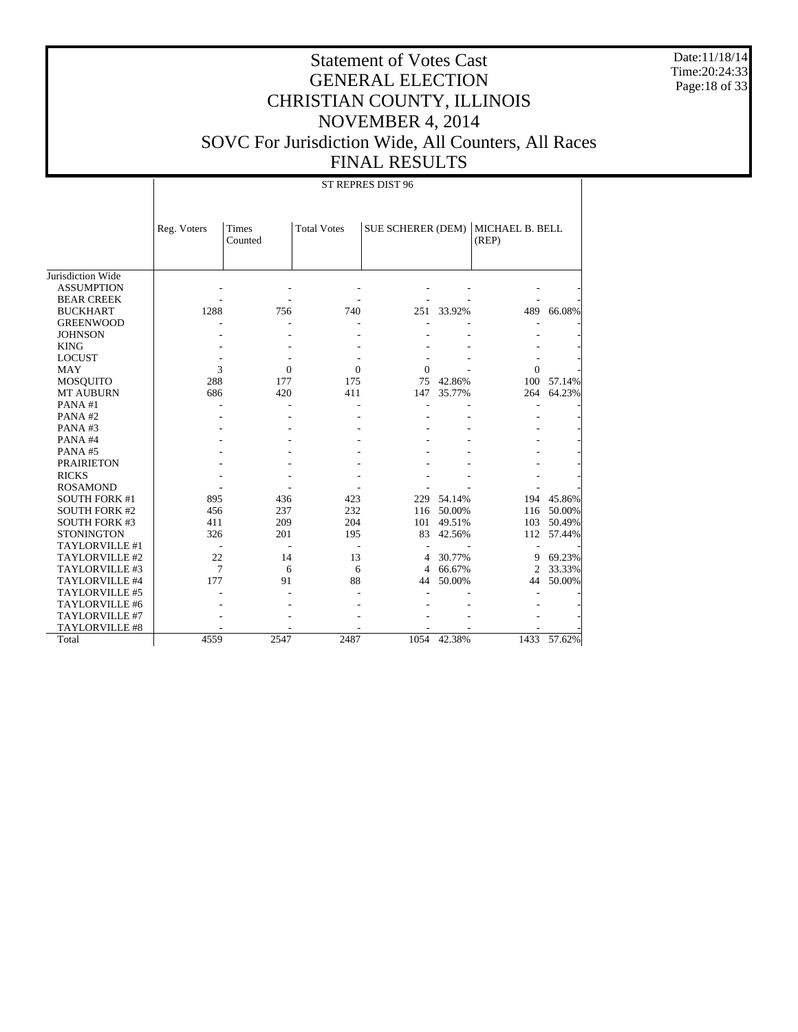# Statement of Votes Cast
# GENERAL ELECTION
# CHRISTIAN COUNTY, ILLINOIS
# NOVEMBER 4, 2014
# SOVC For Jurisdiction Wide, All Counters, All Races
# FINAL RESULTS

Date:11/18/14
Time:20:24:33

| | ST REPRES DIST 96 | | | | | | |
|---|---|---|---|---|---|---|---|
| | Reg. Voters | Times Counted | Total Votes | SUE SCHERER (DEM) | | MICHAEL B. BELL (REP) | |
| Jurisdiction Wide | | | | | | | |
| ASSUMPTION | - | - | - | - | - | - | - |
| BEAR CREEK | - | - | - | - | - | - | - |
| BUCKHART | 1288 | 756 | 740 | 251 | 33.92% | 489 | 66.08% |
| GREENWOOD | - | - | - | - | - | - | - |
| JOHNSON | - | - | - | - | - | - | - |
| KING | - | - | - | - | - | - | - |
| LOCUST | - | - | - | - | - | - | - |
| MAY | 3 | 0 | 0 | 0 | - | 0 | - |
| MOSQUITO | 288 | 177 | 175 | 75 | 42.86% | 100 | 57.14% |
| MT AUBURN | 686 | 420 | 411 | 147 | 35.77% | 264 | 64.23% |
| PANA #1 | - | - | - | - | - | - | - |
| PANA #2 | - | - | - | - | - | - | - |
| PANA #3 | - | - | - | - | - | - | - |
| PANA #4 | - | - | - | - | - | - | - |
| PANA #5 | - | - | - | - | - | - | - |
| PRAIRIETON | - | - | - | - | - | - | - |
| RICKS | - | - | - | - | - | - | - |
| ROSAMOND | - | - | - | - | - | - | - |
| SOUTH FORK #1 | 895 | 436 | 423 | 229 | 54.14% | 194 | 45.86% |
| SOUTH FORK #2 | 456 | 237 | 232 | 116 | 50.00% | 116 | 50.00% |
| SOUTH FORK #3 | 411 | 209 | 204 | 101 | 49.51% | 103 | 50.49% |
| STONINGTON | 326 | 201 | 195 | 83 | 42.56% | 112 | 57.44% |
| TAYLORVILLE #1 | - | - | - | - | - | - | - |
| TAYLORVILLE #2 | 22 | 14 | 13 | 4 | 30.77% | 9 | 69.23% |
| TAYLORVILLE #3 | 7 | 6 | 6 | 4 | 66.67% | 2 | 33.33% |
| TAYLORVILLE #4 | 177 | 91 | 88 | 44 | 50.00% | 44 | 50.00% |
| TAYLORVILLE #5 | - | - | - | - | - | - | - |
| TAYLORVILLE #6 | - | - | - | - | - | - | - |
| TAYLORVILLE #7 | - | - | - | - | - | - | - |
| TAYLORVILLE #8 | - | - | - | - | - | - | - |
| Total | 4559 | 2547 | 2487 | 1054 | 42.38% | 1433 | 57.62% |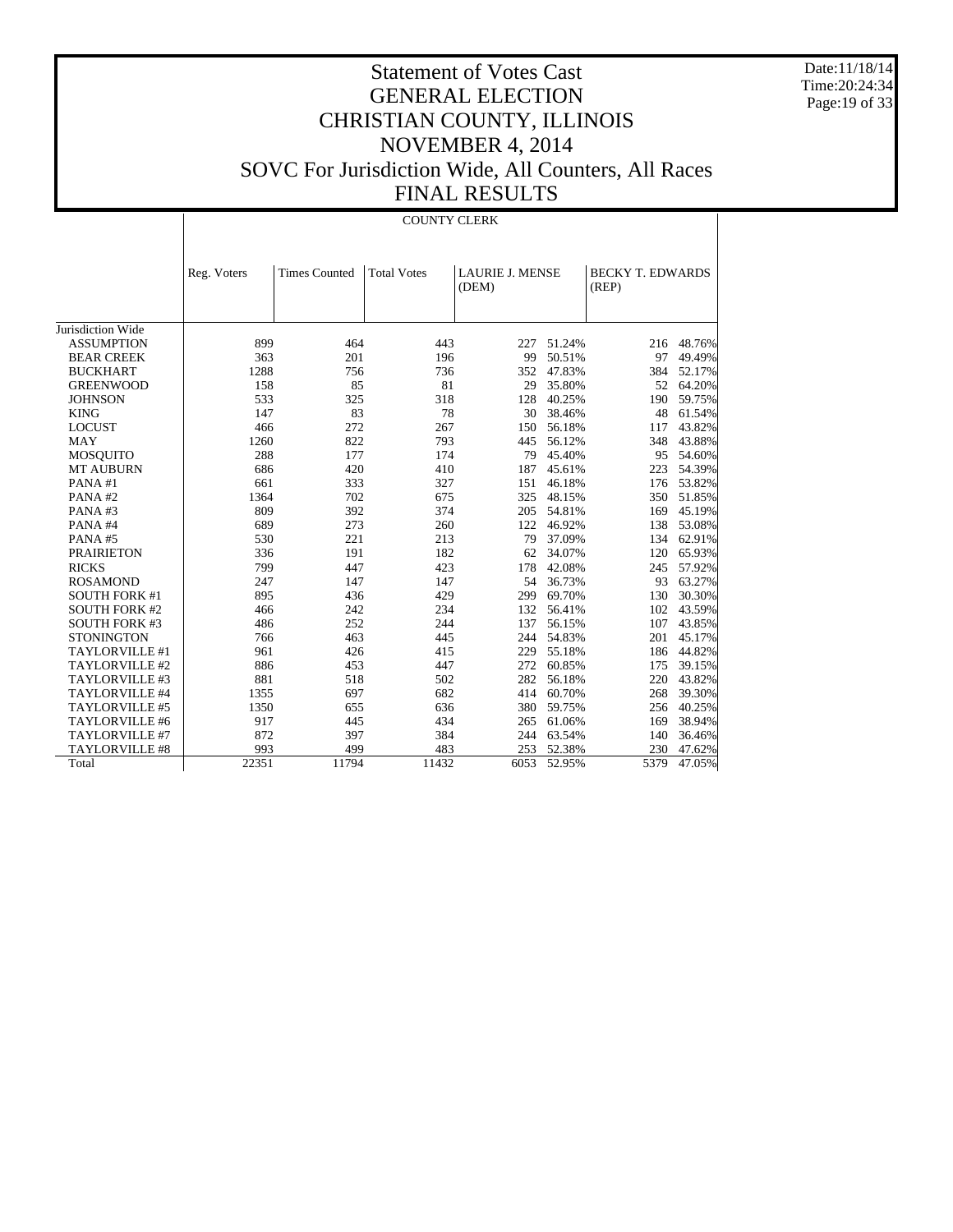# Statement of Votes Cast
# GENERAL ELECTION
# CHRISTIAN COUNTY, ILLINOIS
# NOVEMBER 4, 2014
# SOVC For Jurisdiction Wide, All Counters, All Races
# FINAL RESULTS

Date:11/18/14
Time:20:24:34

## COUNTY CLERK

| | Reg. Voters | Times Counted | Total Votes | LAURIE J. MENSE (DEM) | | BECKY T. EDWARDS (REP) | |
|---|---|---|---|---|---|---|---|
| Jurisdiction Wide | | | | | | | |
| ASSUMPTION | 899 | 464 | 443 | 227 | 51.24% | 216 | 48.76% |
| BEAR CREEK | 363 | 201 | 196 | 99 | 50.51% | 97 | 49.49% |
| BUCKHART | 1288 | 756 | 736 | 352 | 47.83% | 384 | 52.17% |
| GREENWOOD | 158 | 85 | 81 | 29 | 35.80% | 52 | 64.20% |
| JOHNSON | 533 | 325 | 318 | 128 | 40.25% | 190 | 59.75% |
| KING | 147 | 83 | 78 | 30 | 38.46% | 48 | 61.54% |
| LOCUST | 466 | 272 | 267 | 150 | 56.18% | 117 | 43.82% |
| MAY | 1260 | 822 | 793 | 445 | 56.12% | 348 | 43.88% |
| MOSQUITO | 288 | 177 | 174 | 79 | 45.40% | 95 | 54.60% |
| MT AUBURN | 686 | 420 | 410 | 187 | 45.61% | 223 | 54.39% |
| PANA #1 | 661 | 333 | 327 | 151 | 46.18% | 176 | 53.82% |
| PANA #2 | 1364 | 702 | 675 | 325 | 48.15% | 350 | 51.85% |
| PANA #3 | 809 | 392 | 374 | 205 | 54.81% | 169 | 45.19% |
| PANA #4 | 689 | 273 | 260 | 122 | 46.92% | 138 | 53.08% |
| PANA #5 | 530 | 221 | 213 | 79 | 37.09% | 134 | 62.91% |
| PRAIRIETON | 336 | 191 | 182 | 62 | 34.07% | 120 | 65.93% |
| RICKS | 799 | 447 | 423 | 178 | 42.08% | 245 | 57.92% |
| ROSAMOND | 247 | 147 | 147 | 54 | 36.73% | 93 | 63.27% |
| SOUTH FORK #1 | 895 | 436 | 429 | 299 | 69.70% | 130 | 30.30% |
| SOUTH FORK #2 | 466 | 242 | 234 | 132 | 56.41% | 102 | 43.59% |
| SOUTH FORK #3 | 486 | 252 | 244 | 137 | 56.15% | 107 | 43.85% |
| STONINGTON | 766 | 463 | 445 | 244 | 54.83% | 201 | 45.17% |
| TAYLORVILLE #1 | 961 | 426 | 415 | 229 | 55.18% | 186 | 44.82% |
| TAYLORVILLE #2 | 886 | 453 | 447 | 272 | 60.85% | 175 | 39.15% |
| TAYLORVILLE #3 | 881 | 518 | 502 | 282 | 56.18% | 220 | 43.82% |
| TAYLORVILLE #4 | 1355 | 697 | 682 | 414 | 60.70% | 268 | 39.30% |
| TAYLORVILLE #5 | 1350 | 655 | 636 | 380 | 59.75% | 256 | 40.25% |
| TAYLORVILLE #6 | 917 | 445 | 434 | 265 | 61.06% | 169 | 38.94% |
| TAYLORVILLE #7 | 872 | 397 | 384 | 244 | 63.54% | 140 | 36.46% |
| TAYLORVILLE #8 | 993 | 499 | 483 | 253 | 52.38% | 230 | 47.62% |
| Total | 22351 | 11794 | 11432 | 6053 | 52.95% | 5379 | 47.05% |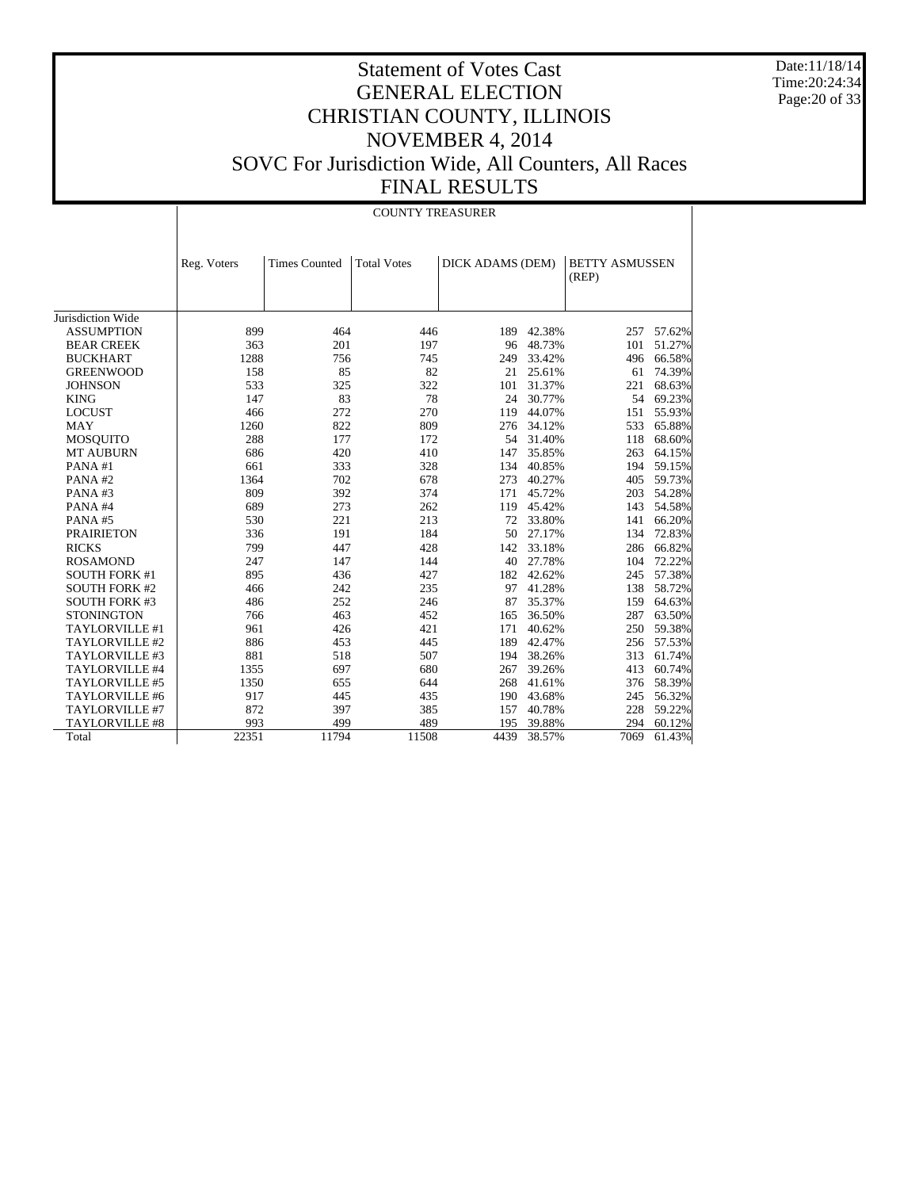# Statement of Votes Cast
# GENERAL ELECTION
# CHRISTIAN COUNTY, ILLINOIS
# NOVEMBER 4, 2014
# SOVC For Jurisdiction Wide, All Counters, All Races
# FINAL RESULTS

Date:11/18/14
Time:20:24:34

## COUNTY TREASURER

| | Reg. Voters | Times Counted | Total Votes | DICK ADAMS (DEM) | | BETTY ASMUSSEN (REP) | |
|---|---|---|---|---|---|---|---|
| Jurisdiction Wide | | | | | | | |
| ASSUMPTION | 899 | 464 | 446 | 189 | 42.38% | 257 | 57.62% |
| BEAR CREEK | 363 | 201 | 197 | 96 | 48.73% | 101 | 51.27% |
| BUCKHART | 1288 | 756 | 745 | 249 | 33.42% | 496 | 66.58% |
| GREENWOOD | 158 | 85 | 82 | 21 | 25.61% | 61 | 74.39% |
| JOHNSON | 533 | 325 | 322 | 101 | 31.37% | 221 | 68.63% |
| KING | 147 | 83 | 78 | 24 | 30.77% | 54 | 69.23% |
| LOCUST | 466 | 272 | 270 | 119 | 44.07% | 151 | 55.93% |
| MAY | 1260 | 822 | 809 | 276 | 34.12% | 533 | 65.88% |
| MOSQUITO | 288 | 177 | 172 | 54 | 31.40% | 118 | 68.60% |
| MT AUBURN | 686 | 420 | 410 | 147 | 35.85% | 263 | 64.15% |
| PANA #1 | 661 | 333 | 328 | 134 | 40.85% | 194 | 59.15% |
| PANA #2 | 1364 | 702 | 678 | 273 | 40.27% | 405 | 59.73% |
| PANA #3 | 809 | 392 | 374 | 171 | 45.72% | 203 | 54.28% |
| PANA #4 | 689 | 273 | 262 | 119 | 45.42% | 143 | 54.58% |
| PANA #5 | 530 | 221 | 213 | 72 | 33.80% | 141 | 66.20% |
| PRAIRIETON | 336 | 191 | 184 | 50 | 27.17% | 134 | 72.83% |
| RICKS | 799 | 447 | 428 | 142 | 33.18% | 286 | 66.82% |
| ROSAMOND | 247 | 147 | 144 | 40 | 27.78% | 104 | 72.22% |
| SOUTH FORK #1 | 895 | 436 | 427 | 182 | 42.62% | 245 | 57.38% |
| SOUTH FORK #2 | 466 | 242 | 235 | 97 | 41.28% | 138 | 58.72% |
| SOUTH FORK #3 | 486 | 252 | 246 | 87 | 35.37% | 159 | 64.63% |
| STONINGTON | 766 | 463 | 452 | 165 | 36.50% | 287 | 63.50% |
| TAYLORVILLE #1 | 961 | 426 | 421 | 171 | 40.62% | 250 | 59.38% |
| TAYLORVILLE #2 | 886 | 453 | 445 | 189 | 42.47% | 256 | 57.53% |
| TAYLORVILLE #3 | 881 | 518 | 507 | 194 | 38.26% | 313 | 61.74% |
| TAYLORVILLE #4 | 1355 | 697 | 680 | 267 | 39.26% | 413 | 60.74% |
| TAYLORVILLE #5 | 1350 | 655 | 644 | 268 | 41.61% | 376 | 58.39% |
| TAYLORVILLE #6 | 917 | 445 | 435 | 190 | 43.68% | 245 | 56.32% |
| TAYLORVILLE #7 | 872 | 397 | 385 | 157 | 40.78% | 228 | 59.22% |
| TAYLORVILLE #8 | 993 | 499 | 489 | 195 | 39.88% | 294 | 60.12% |
| Total | 22351 | 11794 | 11508 | 4439 | 38.57% | 7069 | 61.43% |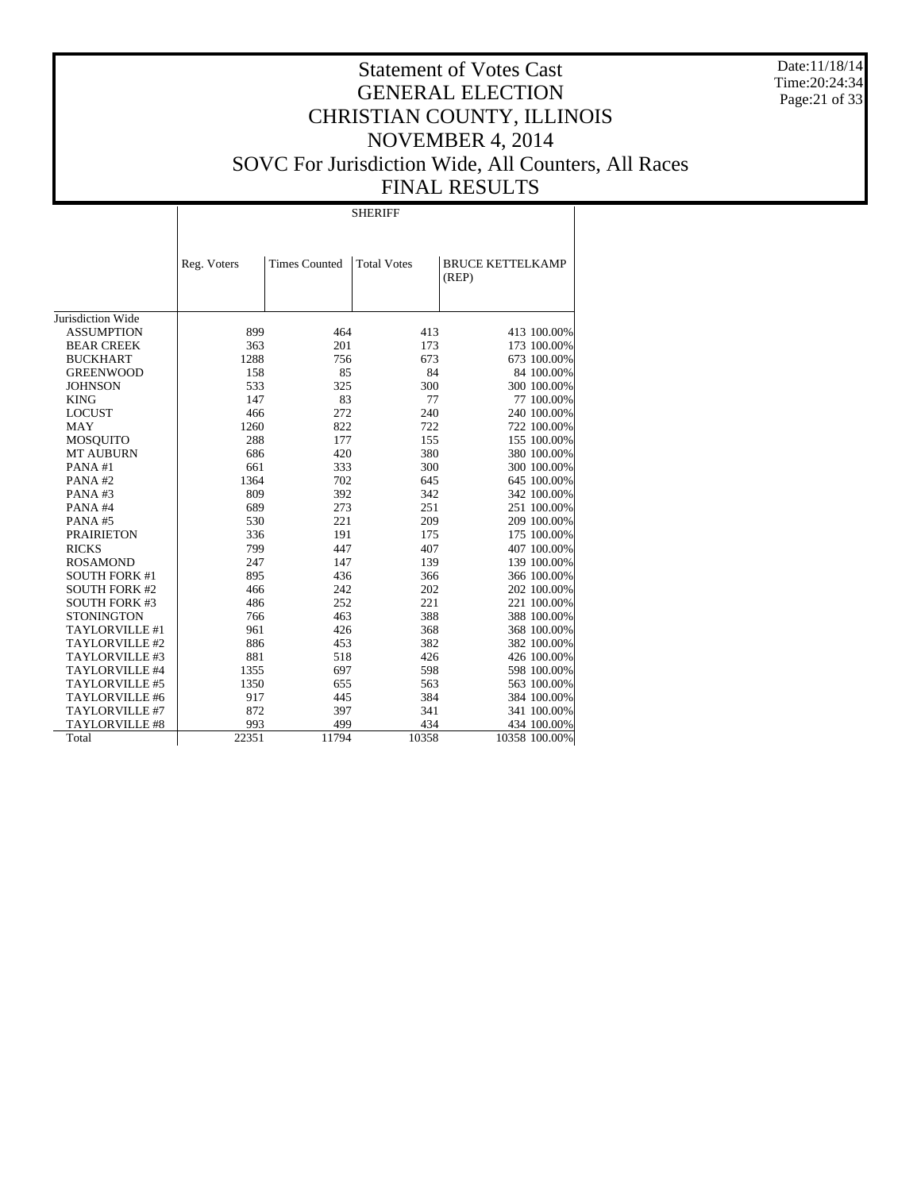# Statement of Votes Cast
# GENERAL ELECTION
# CHRISTIAN COUNTY, ILLINOIS
# NOVEMBER 4, 2014
# SOVC For Jurisdiction Wide, All Counters, All Races
# FINAL RESULTS

Date:11/18/14
Time:20:24:34

| | SHERIFF | | | | |
|---|---|---|---|---|---|
| | Reg. Voters | Times Counted | Total Votes | BRUCE KETTELKAMP (REP) | |
| Jurisdiction Wide | | | | | |
| ASSUMPTION | 899 | 464 | 413 | 413 | 100.00% |
| BEAR CREEK | 363 | 201 | 173 | 173 | 100.00% |
| BUCKHART | 1288 | 756 | 673 | 673 | 100.00% |
| GREENWOOD | 158 | 85 | 84 | 84 | 100.00% |
| JOHNSON | 533 | 325 | 300 | 300 | 100.00% |
| KING | 147 | 83 | 77 | 77 | 100.00% |
| LOCUST | 466 | 272 | 240 | 240 | 100.00% |
| MAY | 1260 | 822 | 722 | 722 | 100.00% |
| MOSQUITO | 288 | 177 | 155 | 155 | 100.00% |
| MT AUBURN | 686 | 420 | 380 | 380 | 100.00% |
| PANA #1 | 661 | 333 | 300 | 300 | 100.00% |
| PANA #2 | 1364 | 702 | 645 | 645 | 100.00% |
| PANA #3 | 809 | 392 | 342 | 342 | 100.00% |
| PANA #4 | 689 | 273 | 251 | 251 | 100.00% |
| PANA #5 | 530 | 221 | 209 | 209 | 100.00% |
| PRAIRIETON | 336 | 191 | 175 | 175 | 100.00% |
| RICKS | 799 | 447 | 407 | 407 | 100.00% |
| ROSAMOND | 247 | 147 | 139 | 139 | 100.00% |
| SOUTH FORK #1 | 895 | 436 | 366 | 366 | 100.00% |
| SOUTH FORK #2 | 466 | 242 | 202 | 202 | 100.00% |
| SOUTH FORK #3 | 486 | 252 | 221 | 221 | 100.00% |
| STONINGTON | 766 | 463 | 388 | 388 | 100.00% |
| TAYLORVILLE #1 | 961 | 426 | 368 | 368 | 100.00% |
| TAYLORVILLE #2 | 886 | 453 | 382 | 382 | 100.00% |
| TAYLORVILLE #3 | 881 | 518 | 426 | 426 | 100.00% |
| TAYLORVILLE #4 | 1355 | 697 | 598 | 598 | 100.00% |
| TAYLORVILLE #5 | 1350 | 655 | 563 | 563 | 100.00% |
| TAYLORVILLE #6 | 917 | 445 | 384 | 384 | 100.00% |
| TAYLORVILLE #7 | 872 | 397 | 341 | 341 | 100.00% |
| TAYLORVILLE #8 | 993 | 499 | 434 | 434 | 100.00% |
| Total | 22351 | 11794 | 10358 | 10358 | 100.00% |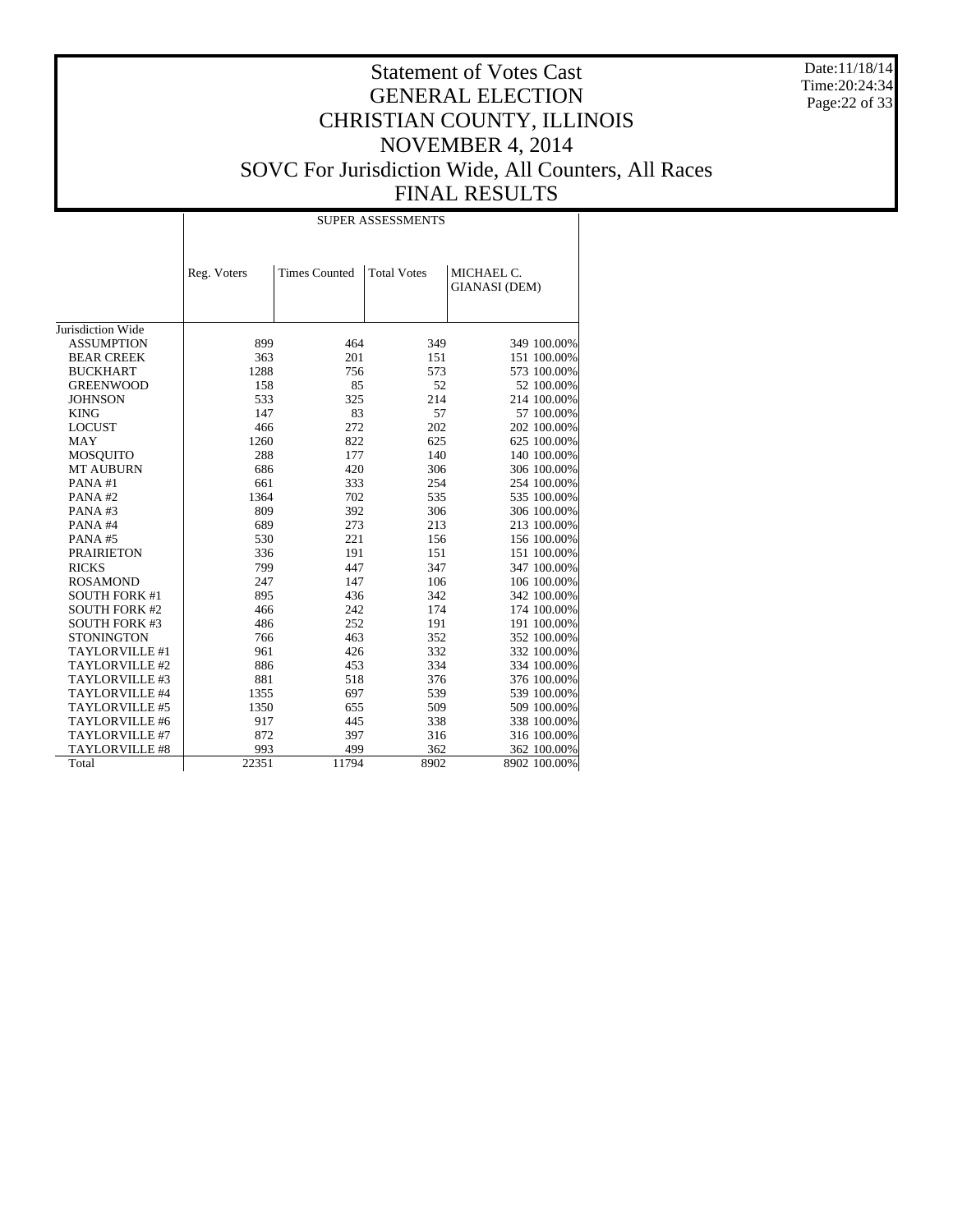# Statement of Votes Cast
# GENERAL ELECTION
# CHRISTIAN COUNTY, ILLINOIS
# NOVEMBER 4, 2014
# SOVC For Jurisdiction Wide, All Counters, All Races
# FINAL RESULTS

Date:11/18/14
Time:20:24:34

| | SUPER ASSESSMENTS | | | | |
|---|---|---|---|---|---|
| | Reg. Voters | Times Counted | Total Votes | MICHAEL C. GIANASI (DEM) | |
| Jurisdiction Wide | | | | | |
| ASSUMPTION | 899 | 464 | 349 | 349 | 100.00% |
| BEAR CREEK | 363 | 201 | 151 | 151 | 100.00% |
| BUCKHART | 1288 | 756 | 573 | 573 | 100.00% |
| GREENWOOD | 158 | 85 | 52 | 52 | 100.00% |
| JOHNSON | 533 | 325 | 214 | 214 | 100.00% |
| KING | 147 | 83 | 57 | 57 | 100.00% |
| LOCUST | 466 | 272 | 202 | 202 | 100.00% |
| MAY | 1260 | 822 | 625 | 625 | 100.00% |
| MOSQUITO | 288 | 177 | 140 | 140 | 100.00% |
| MT AUBURN | 686 | 420 | 306 | 306 | 100.00% |
| PANA #1 | 661 | 333 | 254 | 254 | 100.00% |
| PANA #2 | 1364 | 702 | 535 | 535 | 100.00% |
| PANA #3 | 809 | 392 | 306 | 306 | 100.00% |
| PANA #4 | 689 | 273 | 213 | 213 | 100.00% |
| PANA #5 | 530 | 221 | 156 | 156 | 100.00% |
| PRAIRIETON | 336 | 191 | 151 | 151 | 100.00% |
| RICKS | 799 | 447 | 347 | 347 | 100.00% |
| ROSAMOND | 247 | 147 | 106 | 106 | 100.00% |
| SOUTH FORK #1 | 895 | 436 | 342 | 342 | 100.00% |
| SOUTH FORK #2 | 466 | 242 | 174 | 174 | 100.00% |
| SOUTH FORK #3 | 486 | 252 | 191 | 191 | 100.00% |
| STONINGTON | 766 | 463 | 352 | 352 | 100.00% |
| TAYLORVILLE #1 | 961 | 426 | 332 | 332 | 100.00% |
| TAYLORVILLE #2 | 886 | 453 | 334 | 334 | 100.00% |
| TAYLORVILLE #3 | 881 | 518 | 376 | 376 | 100.00% |
| TAYLORVILLE #4 | 1355 | 697 | 539 | 539 | 100.00% |
| TAYLORVILLE #5 | 1350 | 655 | 509 | 509 | 100.00% |
| TAYLORVILLE #6 | 917 | 445 | 338 | 338 | 100.00% |
| TAYLORVILLE #7 | 872 | 397 | 316 | 316 | 100.00% |
| TAYLORVILLE #8 | 993 | 499 | 362 | 362 | 100.00% |
| Total | 22351 | 11794 | 8902 | 8902 | 100.00% |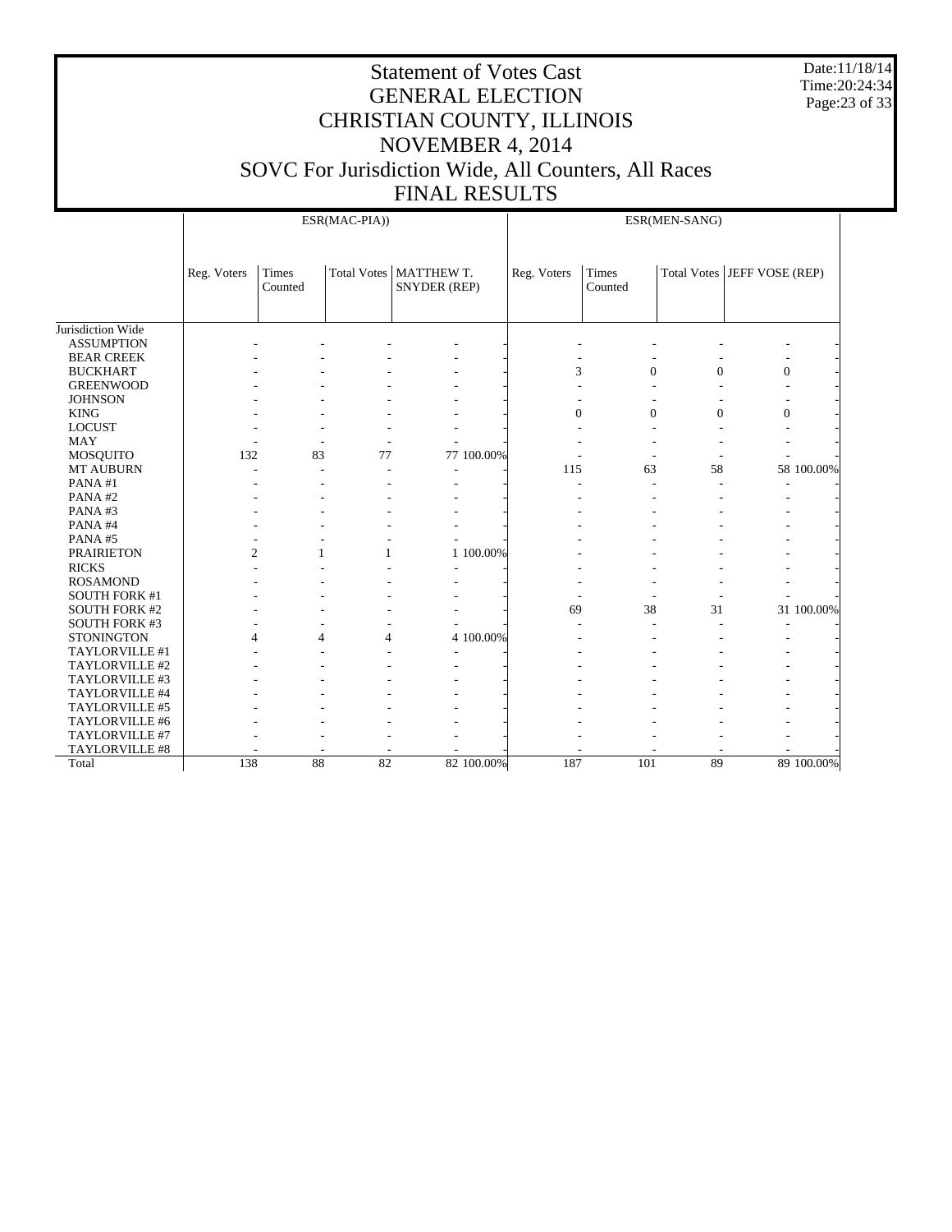# Statement of Votes Cast
# GENERAL ELECTION
# CHRISTIAN COUNTY, ILLINOIS
# NOVEMBER 4, 2014
# SOVC For Jurisdiction Wide, All Counters, All Races
# FINAL RESULTS

Date:11/18/14
Time:20:24:34

| | ESR(MAC-PIA)) | | | | | ESR(MEN-SANG) | | | | |
|---|---|---|---|---|---|---|---|---|---|---|
| | Reg. Voters | Times Counted | Total Votes | MATTHEW T. SNYDER (REP) | | Reg. Voters | Times Counted | Total Votes | JEFF VOSE (REP) | |
| Jurisdiction Wide | | | | | | | | | | |
| ASSUMPTION | - | - | - | - | - | - | - | - | - | - |
| BEAR CREEK | - | - | - | - | - | - | - | - | - | - |
| BUCKHART | - | - | - | - | - | 3 | 0 | 0 | 0 | - |
| GREENWOOD | - | - | - | - | - | - | - | - | - | - |
| JOHNSON | - | - | - | - | - | - | - | - | - | - |
| KING | - | - | - | - | - | 0 | 0 | 0 | 0 | - |
| LOCUST | - | - | - | - | - | - | - | - | - | - |
| MAY | - | - | - | - | - | - | - | - | - | - |
| MOSQUITO | 132 | 83 | 77 | 77 | 100.00% | - | - | - | - | - |
| MT AUBURN | - | - | - | - | - | 115 | 63 | 58 | 58 | 100.00% |
| PANA #1 | - | - | - | - | - | - | - | - | - | - |
| PANA #2 | - | - | - | - | - | - | - | - | - | - |
| PANA #3 | - | - | - | - | - | - | - | - | - | - |
| PANA #4 | - | - | - | - | - | - | - | - | - | - |
| PANA #5 | - | - | - | - | - | - | - | - | - | - |
| PRAIRIETON | 2 | 1 | 1 | 1 | 100.00% | - | - | - | - | - |
| RICKS | - | - | - | - | - | - | - | - | - | - |
| ROSAMOND | - | - | - | - | - | - | - | - | - | - |
| SOUTH FORK #1 | - | - | - | - | - | - | - | - | - | - |
| SOUTH FORK #2 | - | - | - | - | - | 69 | 38 | 31 | 31 | 100.00% |
| SOUTH FORK #3 | - | - | - | - | - | - | - | - | - | - |
| STONINGTON | 4 | 4 | 4 | 4 | 100.00% | - | - | - | - | - |
| TAYLORVILLE #1 | - | - | - | - | - | - | - | - | - | - |
| TAYLORVILLE #2 | - | - | - | - | - | - | - | - | - | - |
| TAYLORVILLE #3 | - | - | - | - | - | - | - | - | - | - |
| TAYLORVILLE #4 | - | - | - | - | - | - | - | - | - | - |
| TAYLORVILLE #5 | - | - | - | - | - | - | - | - | - | - |
| TAYLORVILLE #6 | - | - | - | - | - | - | - | - | - | - |
| TAYLORVILLE #7 | - | - | - | - | - | - | - | - | - | - |
| TAYLORVILLE #8 | - | - | - | - | - | - | - | - | - | - |
| Total | 138 | 88 | 82 | 82 | 100.00% | 187 | 101 | 89 | 89 | 100.00% |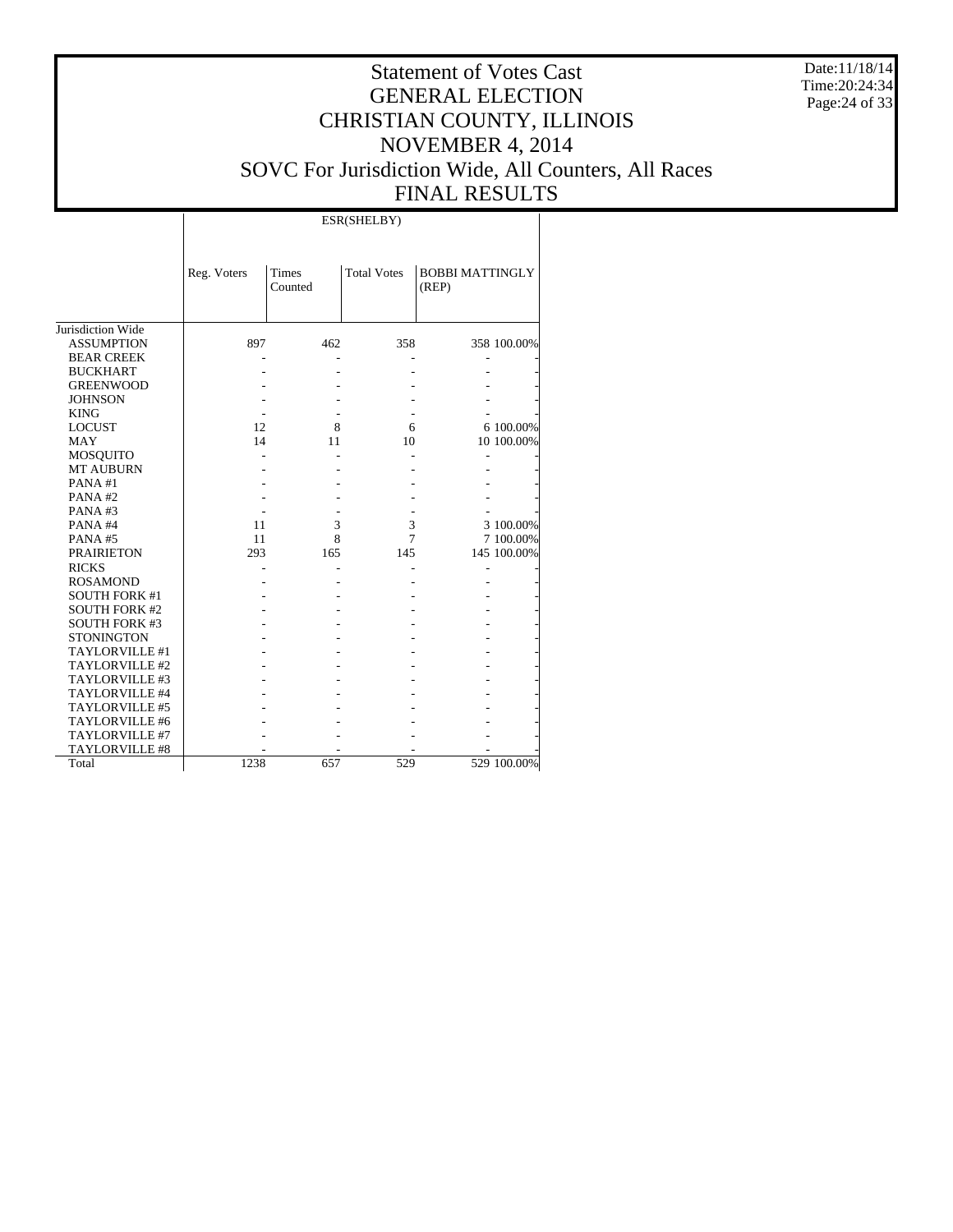# Statement of Votes Cast
## GENERAL ELECTION
## CHRISTIAN COUNTY, ILLINOIS
## NOVEMBER 4, 2014
## SOVC For Jurisdiction Wide, All Counters, All Races
## FINAL RESULTS

Date:11/18/14
Time:20:24:34

| | ESR(SHELBY) | | | | |
|---|---|---|---|---|---|
| | Reg. Voters | Times Counted | Total Votes | BOBBI MATTINGLY (REP) | |
| Jurisdiction Wide | | | | | |
| ASSUMPTION | 897 | 462 | 358 | 358 | 100.00% |
| BEAR CREEK | - | - | - | - | - |
| BUCKHART | - | - | - | - | - |
| GREENWOOD | - | - | - | - | - |
| JOHNSON | - | - | - | - | - |
| KING | - | - | - | - | - |
| LOCUST | 12 | 8 | 6 | 6 | 100.00% |
| MAY | 14 | 11 | 10 | 10 | 100.00% |
| MOSQUITO | - | - | - | - | - |
| MT AUBURN | - | - | - | - | - |
| PANA #1 | - | - | - | - | - |
| PANA #2 | - | - | - | - | - |
| PANA #3 | - | - | - | - | - |
| PANA #4 | 11 | 3 | 3 | 3 | 100.00% |
| PANA #5 | 11 | 8 | 7 | 7 | 100.00% |
| PRAIRIETON | 293 | 165 | 145 | 145 | 100.00% |
| RICKS | - | - | - | - | - |
| ROSAMOND | - | - | - | - | - |
| SOUTH FORK #1 | - | - | - | - | - |
| SOUTH FORK #2 | - | - | - | - | - |
| SOUTH FORK #3 | - | - | - | - | - |
| STONINGTON | - | - | - | - | - |
| TAYLORVILLE #1 | - | - | - | - | - |
| TAYLORVILLE #2 | - | - | - | - | - |
| TAYLORVILLE #3 | - | - | - | - | - |
| TAYLORVILLE #4 | - | - | - | - | - |
| TAYLORVILLE #5 | - | - | - | - | - |
| TAYLORVILLE #6 | - | - | - | - | - |
| TAYLORVILLE #7 | - | - | - | - | - |
| TAYLORVILLE #8 | - | - | - | - | - |
| Total | 1238 | 657 | 529 | 529 | 100.00% |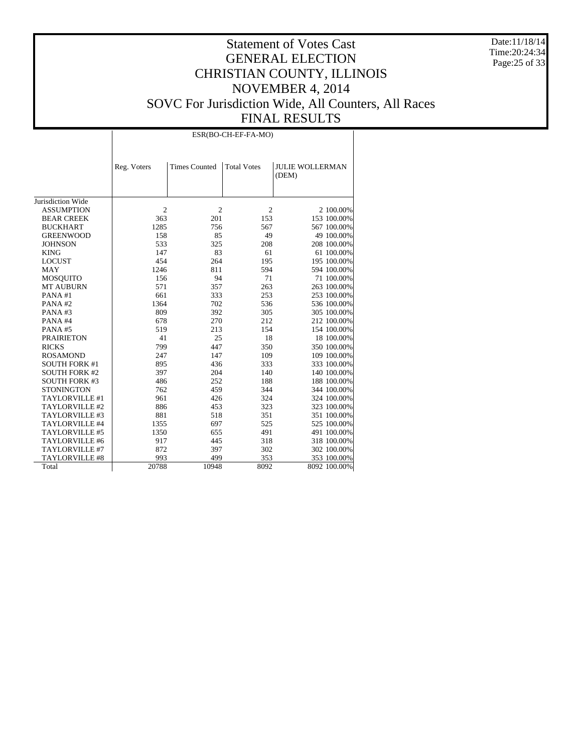# Statement of Votes Cast
# GENERAL ELECTION
# CHRISTIAN COUNTY, ILLINOIS
# NOVEMBER 4, 2014
# SOVC For Jurisdiction Wide, All Counters, All Races
# FINAL RESULTS

Date:11/18/14
Time:20:24:34

| | ESR(BO-CH-EF-FA-MO) | | | | |
|---|---|---|---|---|---|
| | Reg. Voters | Times Counted | Total Votes | JULIE WOLLERMAN (DEM) | |
| Jurisdiction Wide | | | | | |
| ASSUMPTION | 2 | 2 | 2 | 2 | 100.00% |
| BEAR CREEK | 363 | 201 | 153 | 153 | 100.00% |
| BUCKHART | 1285 | 756 | 567 | 567 | 100.00% |
| GREENWOOD | 158 | 85 | 49 | 49 | 100.00% |
| JOHNSON | 533 | 325 | 208 | 208 | 100.00% |
| KING | 147 | 83 | 61 | 61 | 100.00% |
| LOCUST | 454 | 264 | 195 | 195 | 100.00% |
| MAY | 1246 | 811 | 594 | 594 | 100.00% |
| MOSQUITO | 156 | 94 | 71 | 71 | 100.00% |
| MT AUBURN | 571 | 357 | 263 | 263 | 100.00% |
| PANA #1 | 661 | 333 | 253 | 253 | 100.00% |
| PANA #2 | 1364 | 702 | 536 | 536 | 100.00% |
| PANA #3 | 809 | 392 | 305 | 305 | 100.00% |
| PANA #4 | 678 | 270 | 212 | 212 | 100.00% |
| PANA #5 | 519 | 213 | 154 | 154 | 100.00% |
| PRAIRIETON | 41 | 25 | 18 | 18 | 100.00% |
| RICKS | 799 | 447 | 350 | 350 | 100.00% |
| ROSAMOND | 247 | 147 | 109 | 109 | 100.00% |
| SOUTH FORK #1 | 895 | 436 | 333 | 333 | 100.00% |
| SOUTH FORK #2 | 397 | 204 | 140 | 140 | 100.00% |
| SOUTH FORK #3 | 486 | 252 | 188 | 188 | 100.00% |
| STONINGTON | 762 | 459 | 344 | 344 | 100.00% |
| TAYLORVILLE #1 | 961 | 426 | 324 | 324 | 100.00% |
| TAYLORVILLE #2 | 886 | 453 | 323 | 323 | 100.00% |
| TAYLORVILLE #3 | 881 | 518 | 351 | 351 | 100.00% |
| TAYLORVILLE #4 | 1355 | 697 | 525 | 525 | 100.00% |
| TAYLORVILLE #5 | 1350 | 655 | 491 | 491 | 100.00% |
| TAYLORVILLE #6 | 917 | 445 | 318 | 318 | 100.00% |
| TAYLORVILLE #7 | 872 | 397 | 302 | 302 | 100.00% |
| TAYLORVILLE #8 | 993 | 499 | 353 | 353 | 100.00% |
| Total | 20788 | 10948 | 8092 | 8092 | 100.00% |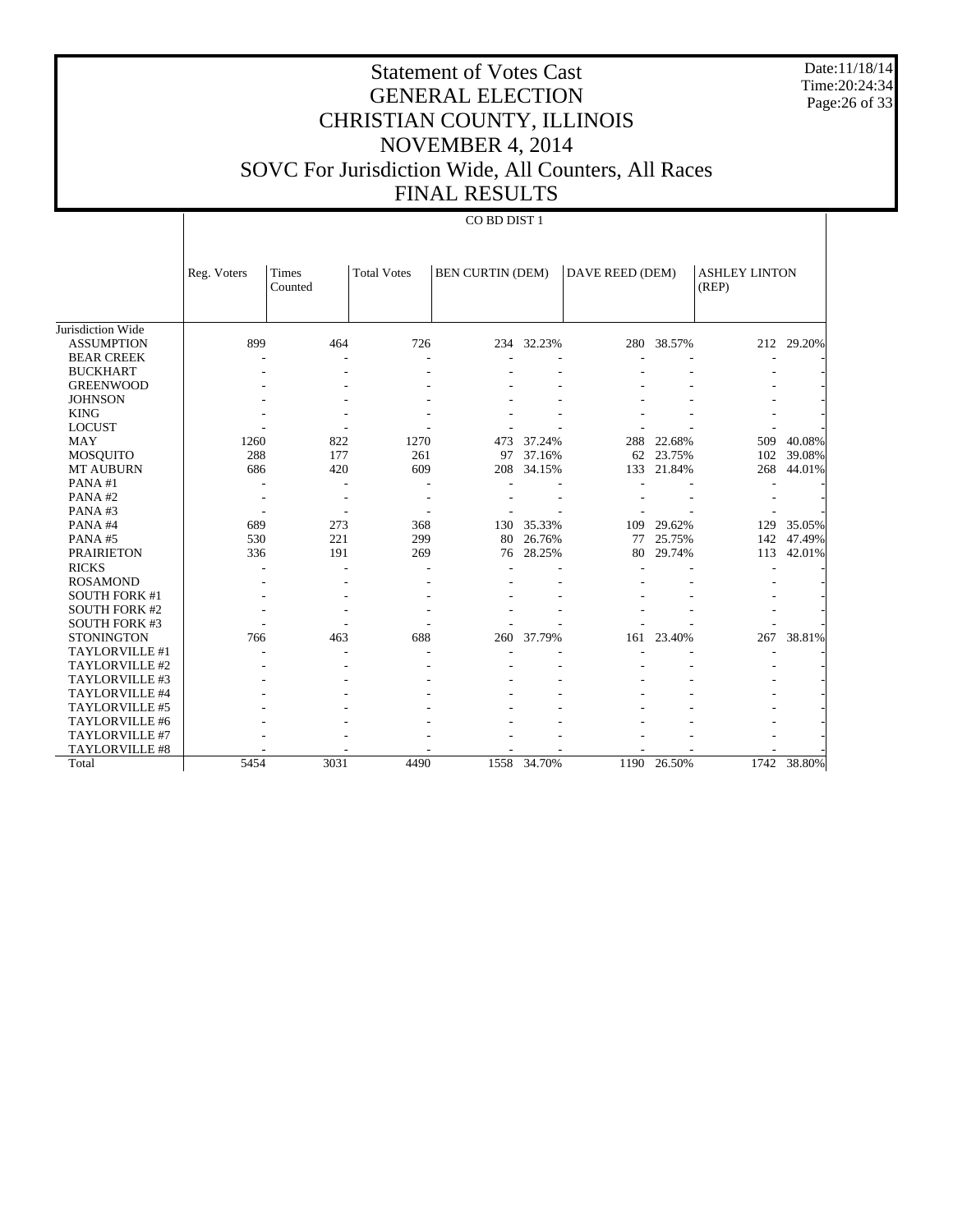# Statement of Votes Cast
# GENERAL ELECTION
# CHRISTIAN COUNTY, ILLINOIS
# NOVEMBER 4, 2014
# SOVC For Jurisdiction Wide, All Counters, All Races
# FINAL RESULTS

Date:11/18/14
Time:20:24:34

CO BD DIST 1

| | Reg. Voters | Times Counted | Total Votes | BEN CURTIN (DEM) | | DAVE REED (DEM) | | ASHLEY LINTON (REP) | |
|---|---|---|---|---|---|---|---|---|---|
| Jurisdiction Wide | | | | | | | | | |
| ASSUMPTION | 899 | 464 | 726 | 234 | 32.23% | 280 | 38.57% | 212 | 29.20% |
| BEAR CREEK | - | - | - | - | - | - | - | - | - |
| BUCKHART | - | - | - | - | - | - | - | - | - |
| GREENWOOD | - | - | - | - | - | - | - | - | - |
| JOHNSON | - | - | - | - | - | - | - | - | - |
| KING | - | - | - | - | - | - | - | - | - |
| LOCUST | - | - | - | - | - | - | - | - | - |
| MAY | 1260 | 822 | 1270 | 473 | 37.24% | 288 | 22.68% | 509 | 40.08% |
| MOSQUITO | 288 | 177 | 261 | 97 | 37.16% | 62 | 23.75% | 102 | 39.08% |
| MT AUBURN | 686 | 420 | 609 | 208 | 34.15% | 133 | 21.84% | 268 | 44.01% |
| PANA #1 | - | - | - | - | - | - | - | - | - |
| PANA #2 | - | - | - | - | - | - | - | - | - |
| PANA #3 | - | - | - | - | - | - | - | - | - |
| PANA #4 | 689 | 273 | 368 | 130 | 35.33% | 109 | 29.62% | 129 | 35.05% |
| PANA #5 | 530 | 221 | 299 | 80 | 26.76% | 77 | 25.75% | 142 | 47.49% |
| PRAIRIETON | 336 | 191 | 269 | 76 | 28.25% | 80 | 29.74% | 113 | 42.01% |
| RICKS | - | - | - | - | - | - | - | - | - |
| ROSAMOND | - | - | - | - | - | - | - | - | - |
| SOUTH FORK #1 | - | - | - | - | - | - | - | - | - |
| SOUTH FORK #2 | - | - | - | - | - | - | - | - | - |
| SOUTH FORK #3 | - | - | - | - | - | - | - | - | - |
| STONINGTON | 766 | 463 | 688 | 260 | 37.79% | 161 | 23.40% | 267 | 38.81% |
| TAYLORVILLE #1 | - | - | - | - | - | - | - | - | - |
| TAYLORVILLE #2 | - | - | - | - | - | - | - | - | - |
| TAYLORVILLE #3 | - | - | - | - | - | - | - | - | - |
| TAYLORVILLE #4 | - | - | - | - | - | - | - | - | - |
| TAYLORVILLE #5 | - | - | - | - | - | - | - | - | - |
| TAYLORVILLE #6 | - | - | - | - | - | - | - | - | - |
| TAYLORVILLE #7 | - | - | - | - | - | - | - | - | - |
| TAYLORVILLE #8 | - | - | - | - | - | - | - | - | - |
| Total | 5454 | 3031 | 4490 | 1558 | 34.70% | 1190 | 26.50% | 1742 | 38.80% |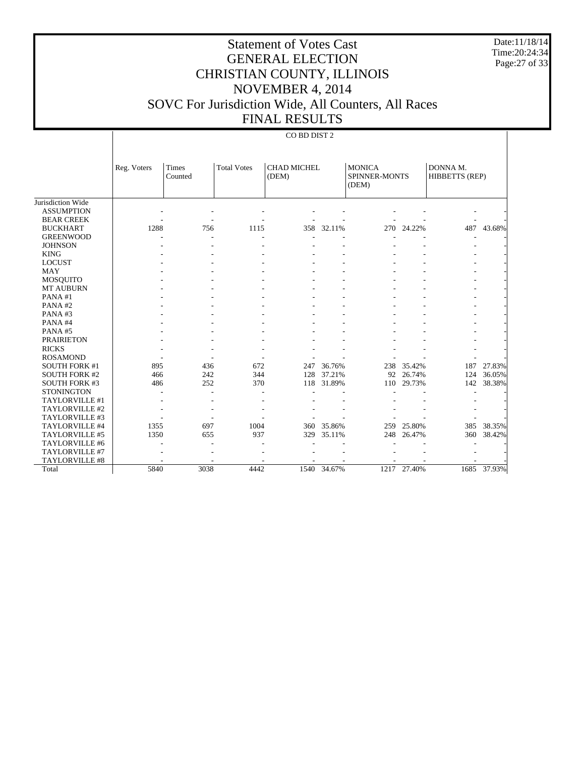# Statement of Votes Cast
# GENERAL ELECTION
# CHRISTIAN COUNTY, ILLINOIS
# NOVEMBER 4, 2014
# SOVC For Jurisdiction Wide, All Counters, All Races
# FINAL RESULTS

Date:11/18/14
Time:20:24:34

## CO BD DIST 2

| | Reg. Voters | Times Counted | Total Votes | CHAD MICHEL (DEM) | | MONICA SPINNER-MONTS (DEM) | | DONNA M. HIBBETTS (REP) | |
|---|---|---|---|---|---|---|---|---|---|
| Jurisdiction Wide | | | | | | | | | |
| ASSUMPTION | - | - | - | - | - | - | - | - | - |
| BEAR CREEK | - | - | - | - | - | - | - | - | - |
| BUCKHART | 1288 | 756 | 1115 | 358 | 32.11% | 270 | 24.22% | 487 | 43.68% |
| GREENWOOD | - | - | - | - | - | - | - | - | - |
| JOHNSON | - | - | - | - | - | - | - | - | - |
| KING | - | - | - | - | - | - | - | - | - |
| LOCUST | - | - | - | - | - | - | - | - | - |
| MAY | - | - | - | - | - | - | - | - | - |
| MOSQUITO | - | - | - | - | - | - | - | - | - |
| MT AUBURN | - | - | - | - | - | - | - | - | - |
| PANA #1 | - | - | - | - | - | - | - | - | - |
| PANA #2 | - | - | - | - | - | - | - | - | - |
| PANA #3 | - | - | - | - | - | - | - | - | - |
| PANA #4 | - | - | - | - | - | - | - | - | - |
| PANA #5 | - | - | - | - | - | - | - | - | - |
| PRAIRIETON | - | - | - | - | - | - | - | - | - |
| RICKS | - | - | - | - | - | - | - | - | - |
| ROSAMOND | - | - | - | - | - | - | - | - | - |
| SOUTH FORK #1 | 895 | 436 | 672 | 247 | 36.76% | 238 | 35.42% | 187 | 27.83% |
| SOUTH FORK #2 | 466 | 242 | 344 | 128 | 37.21% | 92 | 26.74% | 124 | 36.05% |
| SOUTH FORK #3 | 486 | 252 | 370 | 118 | 31.89% | 110 | 29.73% | 142 | 38.38% |
| STONINGTON | - | - | - | - | - | - | - | - | - |
| TAYLORVILLE #1 | - | - | - | - | - | - | - | - | - |
| TAYLORVILLE #2 | - | - | - | - | - | - | - | - | - |
| TAYLORVILLE #3 | - | - | - | - | - | - | - | - | - |
| TAYLORVILLE #4 | 1355 | 697 | 1004 | 360 | 35.86% | 259 | 25.80% | 385 | 38.35% |
| TAYLORVILLE #5 | 1350 | 655 | 937 | 329 | 35.11% | 248 | 26.47% | 360 | 38.42% |
| TAYLORVILLE #6 | - | - | - | - | - | - | - | - | - |
| TAYLORVILLE #7 | - | - | - | - | - | - | - | - | - |
| TAYLORVILLE #8 | - | - | - | - | - | - | - | - | - |
| Total | 5840 | 3038 | 4442 | 1540 | 34.67% | 1217 | 27.40% | 1685 | 37.93% |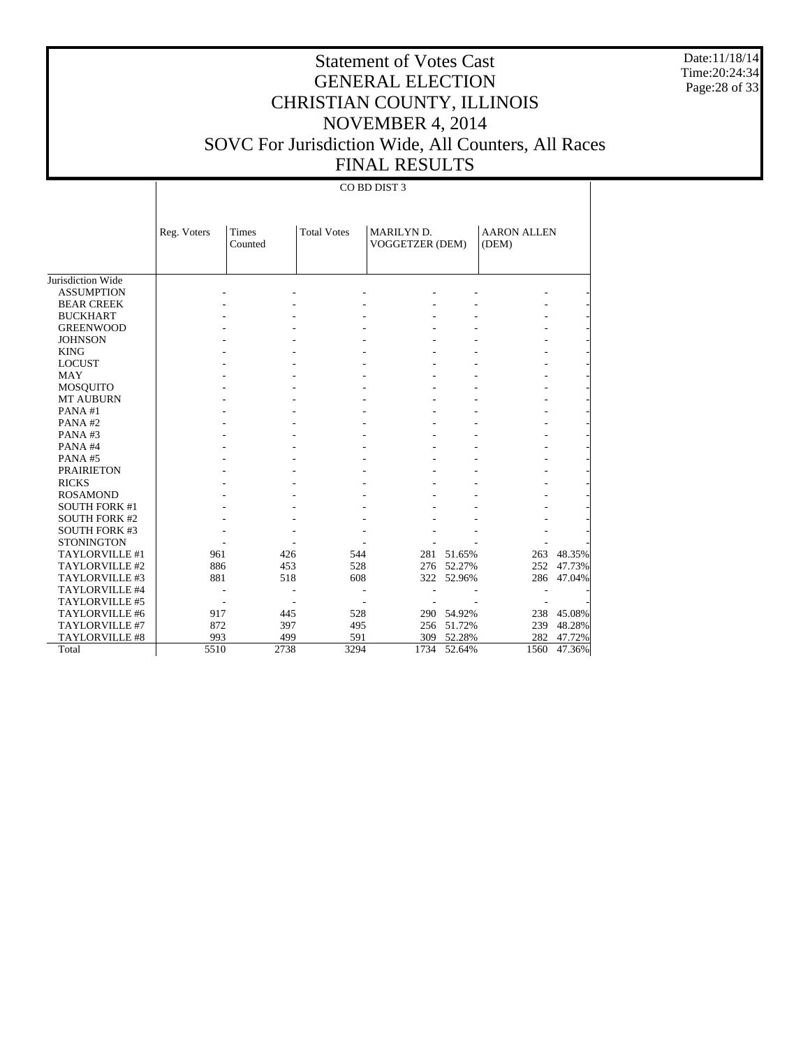# Statement of Votes Cast
# GENERAL ELECTION
# CHRISTIAN COUNTY, ILLINOIS
# NOVEMBER 4, 2014
# SOVC For Jurisdiction Wide, All Counters, All Races
# FINAL RESULTS

Date:11/18/14
Time:20:24:34

CO BD DIST 3

| | Reg. Voters | Times Counted | Total Votes | MARILYN D. VOGGETZER (DEM) | | AARON ALLEN (DEM) | |
|---|---|---|---|---|---|---|---|
| Jurisdiction Wide | | | | | | | |
| ASSUMPTION | - | - | - | - | - | - | - |
| BEAR CREEK | - | - | - | - | - | - | - |
| BUCKHART | - | - | - | - | - | - | - |
| GREENWOOD | - | - | - | - | - | - | - |
| JOHNSON | - | - | - | - | - | - | - |
| KING | - | - | - | - | - | - | - |
| LOCUST | - | - | - | - | - | - | - |
| MAY | - | - | - | - | - | - | - |
| MOSQUITO | - | - | - | - | - | - | - |
| MT AUBURN | - | - | - | - | - | - | - |
| PANA #1 | - | - | - | - | - | - | - |
| PANA #2 | - | - | - | - | - | - | - |
| PANA #3 | - | - | - | - | - | - | - |
| PANA #4 | - | - | - | - | - | - | - |
| PANA #5 | - | - | - | - | - | - | - |
| PRAIRIETON | - | - | - | - | - | - | - |
| RICKS | - | - | - | - | - | - | - |
| ROSAMOND | - | - | - | - | - | - | - |
| SOUTH FORK #1 | - | - | - | - | - | - | - |
| SOUTH FORK #2 | - | - | - | - | - | - | - |
| SOUTH FORK #3 | - | - | - | - | - | - | - |
| STONINGTON | - | - | - | - | - | - | - |
| TAYLORVILLE #1 | 961 | 426 | 544 | 281 | 51.65% | 263 | 48.35% |
| TAYLORVILLE #2 | 886 | 453 | 528 | 276 | 52.27% | 252 | 47.73% |
| TAYLORVILLE #3 | 881 | 518 | 608 | 322 | 52.96% | 286 | 47.04% |
| TAYLORVILLE #4 | - | - | - | - | - | - | - |
| TAYLORVILLE #5 | - | - | - | - | - | - | - |
| TAYLORVILLE #6 | 917 | 445 | 528 | 290 | 54.92% | 238 | 45.08% |
| TAYLORVILLE #7 | 872 | 397 | 495 | 256 | 51.72% | 239 | 48.28% |
| TAYLORVILLE #8 | 993 | 499 | 591 | 309 | 52.28% | 282 | 47.72% |
| Total | 5510 | 2738 | 3294 | 1734 | 52.64% | 1560 | 47.36% |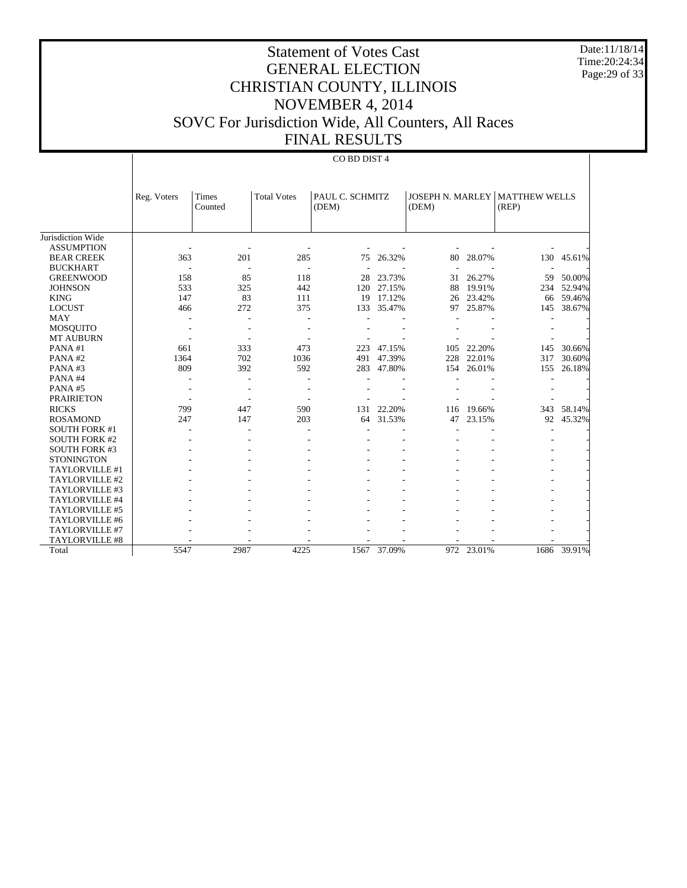# Statement of Votes Cast
# GENERAL ELECTION
# CHRISTIAN COUNTY, ILLINOIS
# NOVEMBER 4, 2014
# SOVC For Jurisdiction Wide, All Counters, All Races
# FINAL RESULTS

Date:11/18/14
Time:20:24:34

CO BD DIST 4

| | Reg. Voters | Times Counted | Total Votes | PAUL C. SCHMITZ (DEM) | | JOSEPH N. MARLEY (DEM) | | MATTHEW WELLS (REP) | |
|---|---|---|---|---|---|---|---|---|---|
| Jurisdiction Wide | | | | | | | | | |
| ASSUMPTION | - | - | - | - | - | - | - | - | - |
| BEAR CREEK | 363 | 201 | 285 | 75 | 26.32% | 80 | 28.07% | 130 | 45.61% |
| BUCKHART | - | - | - | - | - | - | - | - | - |
| GREENWOOD | 158 | 85 | 118 | 28 | 23.73% | 31 | 26.27% | 59 | 50.00% |
| JOHNSON | 533 | 325 | 442 | 120 | 27.15% | 88 | 19.91% | 234 | 52.94% |
| KING | 147 | 83 | 111 | 19 | 17.12% | 26 | 23.42% | 66 | 59.46% |
| LOCUST | 466 | 272 | 375 | 133 | 35.47% | 97 | 25.87% | 145 | 38.67% |
| MAY | - | - | - | - | - | - | - | - | - |
| MOSQUITO | - | - | - | - | - | - | - | - | - |
| MT AUBURN | - | - | - | - | - | - | - | - | - |
| PANA #1 | 661 | 333 | 473 | 223 | 47.15% | 105 | 22.20% | 145 | 30.66% |
| PANA #2 | 1364 | 702 | 1036 | 491 | 47.39% | 228 | 22.01% | 317 | 30.60% |
| PANA #3 | 809 | 392 | 592 | 283 | 47.80% | 154 | 26.01% | 155 | 26.18% |
| PANA #4 | - | - | - | - | - | - | - | - | - |
| PANA #5 | - | - | - | - | - | - | - | - | - |
| PRAIRIETON | - | - | - | - | - | - | - | - | - |
| RICKS | 799 | 447 | 590 | 131 | 22.20% | 116 | 19.66% | 343 | 58.14% |
| ROSAMOND | 247 | 147 | 203 | 64 | 31.53% | 47 | 23.15% | 92 | 45.32% |
| SOUTH FORK #1 | - | - | - | - | - | - | - | - | - |
| SOUTH FORK #2 | - | - | - | - | - | - | - | - | - |
| SOUTH FORK #3 | - | - | - | - | - | - | - | - | - |
| STONINGTON | - | - | - | - | - | - | - | - | - |
| TAYLORVILLE #1 | - | - | - | - | - | - | - | - | - |
| TAYLORVILLE #2 | - | - | - | - | - | - | - | - | - |
| TAYLORVILLE #3 | - | - | - | - | - | - | - | - | - |
| TAYLORVILLE #4 | - | - | - | - | - | - | - | - | - |
| TAYLORVILLE #5 | - | - | - | - | - | - | - | - | - |
| TAYLORVILLE #6 | - | - | - | - | - | - | - | - | - |
| TAYLORVILLE #7 | - | - | - | - | - | - | - | - | - |
| TAYLORVILLE #8 | - | - | - | - | - | - | - | - | - |
| Total | 5547 | 2987 | 4225 | 1567 | 37.09% | 972 | 23.01% | 1686 | 39.91% |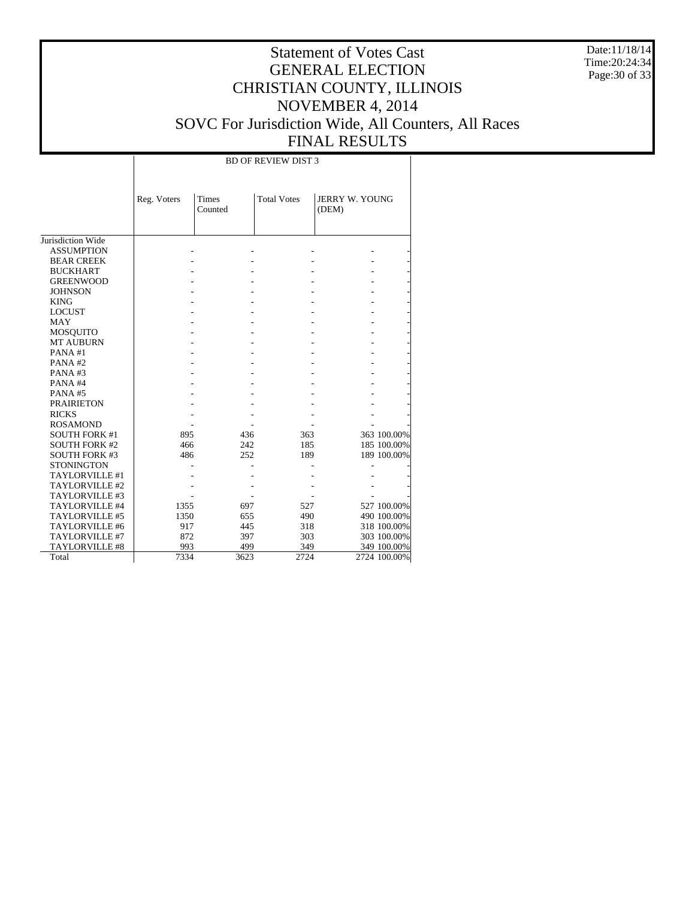# Statement of Votes Cast
# GENERAL ELECTION
# CHRISTIAN COUNTY, ILLINOIS
# NOVEMBER 4, 2014
# SOVC For Jurisdiction Wide, All Counters, All Races
# FINAL RESULTS

Date:11/18/14
Time:20:24:34

| | BD OF REVIEW DIST 3 | | | | |
|---|---|---|---|---|---|
| | Reg. Voters | Times Counted | Total Votes | JERRY W. YOUNG (DEM) | |
| Jurisdiction Wide | | | | | |
| ASSUMPTION | - | - | - | - | - |
| BEAR CREEK | - | - | - | - | - |
| BUCKHART | - | - | - | - | - |
| GREENWOOD | - | - | - | - | - |
| JOHNSON | - | - | - | - | - |
| KING | - | - | - | - | - |
| LOCUST | - | - | - | - | - |
| MAY | - | - | - | - | - |
| MOSQUITO | - | - | - | - | - |
| MT AUBURN | - | - | - | - | - |
| PANA #1 | - | - | - | - | - |
| PANA #2 | - | - | - | - | - |
| PANA #3 | - | - | - | - | - |
| PANA #4 | - | - | - | - | - |
| PANA #5 | - | - | - | - | - |
| PRAIRIETON | - | - | - | - | - |
| RICKS | - | - | - | - | - |
| ROSAMOND | - | - | - | - | - |
| SOUTH FORK #1 | 895 | 436 | 363 | 363 | 100.00% |
| SOUTH FORK #2 | 466 | 242 | 185 | 185 | 100.00% |
| SOUTH FORK #3 | 486 | 252 | 189 | 189 | 100.00% |
| STONINGTON | - | - | - | - | - |
| TAYLORVILLE #1 | - | - | - | - | - |
| TAYLORVILLE #2 | - | - | - | - | - |
| TAYLORVILLE #3 | - | - | - | - | - |
| TAYLORVILLE #4 | 1355 | 697 | 527 | 527 | 100.00% |
| TAYLORVILLE #5 | 1350 | 655 | 490 | 490 | 100.00% |
| TAYLORVILLE #6 | 917 | 445 | 318 | 318 | 100.00% |
| TAYLORVILLE #7 | 872 | 397 | 303 | 303 | 100.00% |
| TAYLORVILLE #8 | 993 | 499 | 349 | 349 | 100.00% |
| Total | 7334 | 3623 | 2724 | 2724 | 100.00% |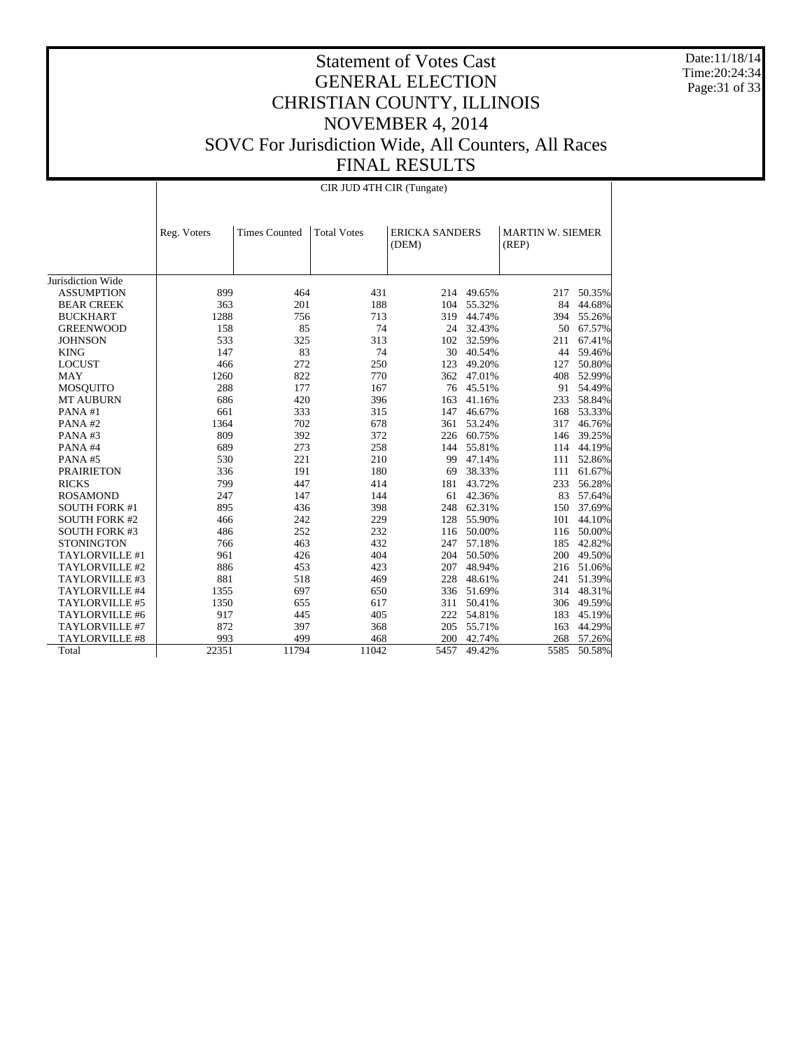# Statement of Votes Cast
# GENERAL ELECTION
# CHRISTIAN COUNTY, ILLINOIS
# NOVEMBER 4, 2014
# SOVC For Jurisdiction Wide, All Counters, All Races
# FINAL RESULTS

Date:11/18/14
Time:20:24:34

CIR JUD 4TH CIR (Tungate)

| | Reg. Voters | Times Counted | Total Votes | ERICKA SANDERS (DEM) | | MARTIN W. SIEMER (REP) | |
|---|---|---|---|---|---|---|---|
| Jurisdiction Wide | | | | | | | |
| ASSUMPTION | 899 | 464 | 431 | 214 | 49.65% | 217 | 50.35% |
| BEAR CREEK | 363 | 201 | 188 | 104 | 55.32% | 84 | 44.68% |
| BUCKHART | 1288 | 756 | 713 | 319 | 44.74% | 394 | 55.26% |
| GREENWOOD | 158 | 85 | 74 | 24 | 32.43% | 50 | 67.57% |
| JOHNSON | 533 | 325 | 313 | 102 | 32.59% | 211 | 67.41% |
| KING | 147 | 83 | 74 | 30 | 40.54% | 44 | 59.46% |
| LOCUST | 466 | 272 | 250 | 123 | 49.20% | 127 | 50.80% |
| MAY | 1260 | 822 | 770 | 362 | 47.01% | 408 | 52.99% |
| MOSQUITO | 288 | 177 | 167 | 76 | 45.51% | 91 | 54.49% |
| MT AUBURN | 686 | 420 | 396 | 163 | 41.16% | 233 | 58.84% |
| PANA #1 | 661 | 333 | 315 | 147 | 46.67% | 168 | 53.33% |
| PANA #2 | 1364 | 702 | 678 | 361 | 53.24% | 317 | 46.76% |
| PANA #3 | 809 | 392 | 372 | 226 | 60.75% | 146 | 39.25% |
| PANA #4 | 689 | 273 | 258 | 144 | 55.81% | 114 | 44.19% |
| PANA #5 | 530 | 221 | 210 | 99 | 47.14% | 111 | 52.86% |
| PRAIRIETON | 336 | 191 | 180 | 69 | 38.33% | 111 | 61.67% |
| RICKS | 799 | 447 | 414 | 181 | 43.72% | 233 | 56.28% |
| ROSAMOND | 247 | 147 | 144 | 61 | 42.36% | 83 | 57.64% |
| SOUTH FORK #1 | 895 | 436 | 398 | 248 | 62.31% | 150 | 37.69% |
| SOUTH FORK #2 | 466 | 242 | 229 | 128 | 55.90% | 101 | 44.10% |
| SOUTH FORK #3 | 486 | 252 | 232 | 116 | 50.00% | 116 | 50.00% |
| STONINGTON | 766 | 463 | 432 | 247 | 57.18% | 185 | 42.82% |
| TAYLORVILLE #1 | 961 | 426 | 404 | 204 | 50.50% | 200 | 49.50% |
| TAYLORVILLE #2 | 886 | 453 | 423 | 207 | 48.94% | 216 | 51.06% |
| TAYLORVILLE #3 | 881 | 518 | 469 | 228 | 48.61% | 241 | 51.39% |
| TAYLORVILLE #4 | 1355 | 697 | 650 | 336 | 51.69% | 314 | 48.31% |
| TAYLORVILLE #5 | 1350 | 655 | 617 | 311 | 50.41% | 306 | 49.59% |
| TAYLORVILLE #6 | 917 | 445 | 405 | 222 | 54.81% | 183 | 45.19% |
| TAYLORVILLE #7 | 872 | 397 | 368 | 205 | 55.71% | 163 | 44.29% |
| TAYLORVILLE #8 | 993 | 499 | 468 | 200 | 42.74% | 268 | 57.26% |
| Total | 22351 | 11794 | 11042 | 5457 | 49.42% | 5585 | 50.58% |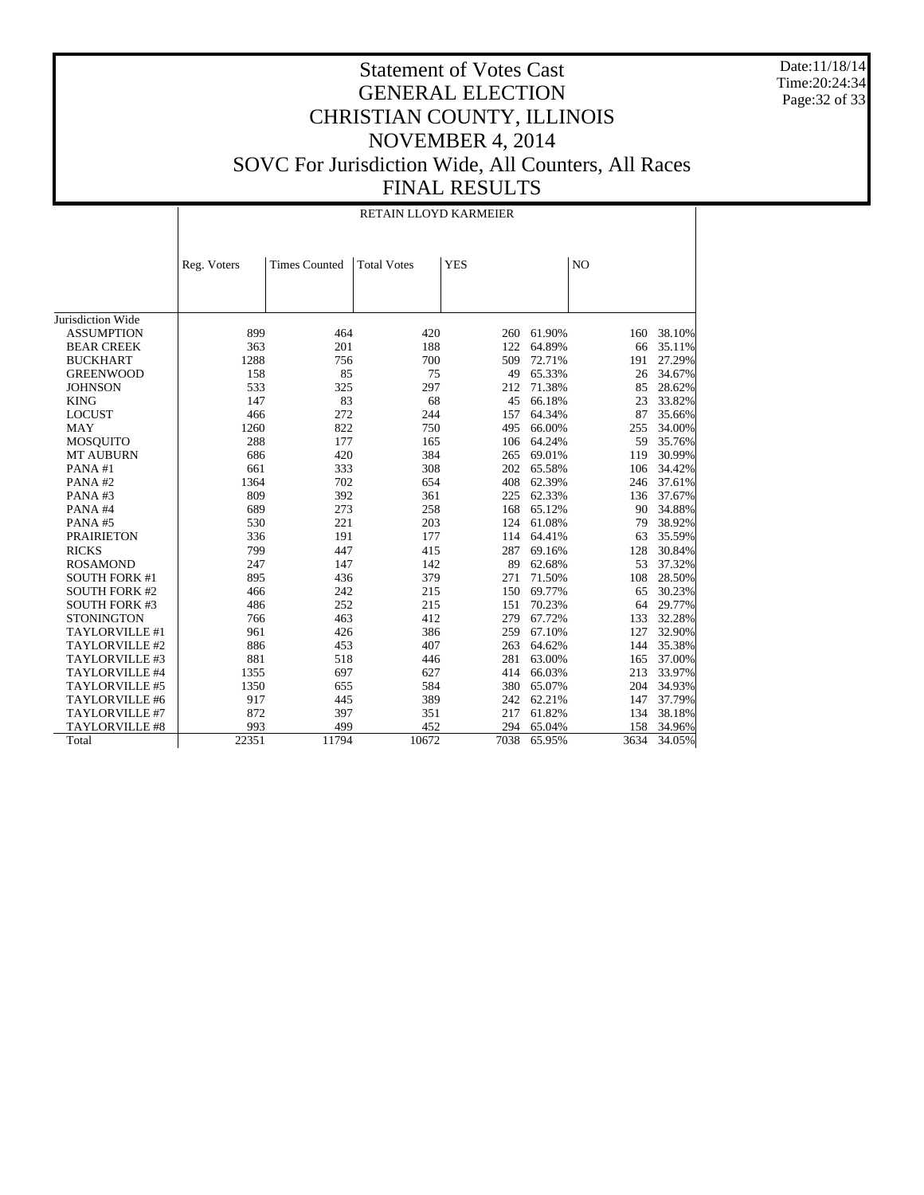# Statement of Votes Cast
# GENERAL ELECTION
# CHRISTIAN COUNTY, ILLINOIS
# NOVEMBER 4, 2014
# SOVC For Jurisdiction Wide, All Counters, All Races
# FINAL RESULTS

Date:11/18/14
Time:20:24:34

| | RETAIN LLOYD KARMEIER | | | | | | |
|---|---|---|---|---|---|---|---|
| | Reg. Voters | Times Counted | Total Votes | YES | | NO | |
| Jurisdiction Wide | | | | | | | |
| ASSUMPTION | 899 | 464 | 420 | 260 | 61.90% | 160 | 38.10% |
| BEAR CREEK | 363 | 201 | 188 | 122 | 64.89% | 66 | 35.11% |
| BUCKHART | 1288 | 756 | 700 | 509 | 72.71% | 191 | 27.29% |
| GREENWOOD | 158 | 85 | 75 | 49 | 65.33% | 26 | 34.67% |
| JOHNSON | 533 | 325 | 297 | 212 | 71.38% | 85 | 28.62% |
| KING | 147 | 83 | 68 | 45 | 66.18% | 23 | 33.82% |
| LOCUST | 466 | 272 | 244 | 157 | 64.34% | 87 | 35.66% |
| MAY | 1260 | 822 | 750 | 495 | 66.00% | 255 | 34.00% |
| MOSQUITO | 288 | 177 | 165 | 106 | 64.24% | 59 | 35.76% |
| MT AUBURN | 686 | 420 | 384 | 265 | 69.01% | 119 | 30.99% |
| PANA #1 | 661 | 333 | 308 | 202 | 65.58% | 106 | 34.42% |
| PANA #2 | 1364 | 702 | 654 | 408 | 62.39% | 246 | 37.61% |
| PANA #3 | 809 | 392 | 361 | 225 | 62.33% | 136 | 37.67% |
| PANA #4 | 689 | 273 | 258 | 168 | 65.12% | 90 | 34.88% |
| PANA #5 | 530 | 221 | 203 | 124 | 61.08% | 79 | 38.92% |
| PRAIRIETON | 336 | 191 | 177 | 114 | 64.41% | 63 | 35.59% |
| RICKS | 799 | 447 | 415 | 287 | 69.16% | 128 | 30.84% |
| ROSAMOND | 247 | 147 | 142 | 89 | 62.68% | 53 | 37.32% |
| SOUTH FORK #1 | 895 | 436 | 379 | 271 | 71.50% | 108 | 28.50% |
| SOUTH FORK #2 | 466 | 242 | 215 | 150 | 69.77% | 65 | 30.23% |
| SOUTH FORK #3 | 486 | 252 | 215 | 151 | 70.23% | 64 | 29.77% |
| STONINGTON | 766 | 463 | 412 | 279 | 67.72% | 133 | 32.28% |
| TAYLORVILLE #1 | 961 | 426 | 386 | 259 | 67.10% | 127 | 32.90% |
| TAYLORVILLE #2 | 886 | 453 | 407 | 263 | 64.62% | 144 | 35.38% |
| TAYLORVILLE #3 | 881 | 518 | 446 | 281 | 63.00% | 165 | 37.00% |
| TAYLORVILLE #4 | 1355 | 697 | 627 | 414 | 66.03% | 213 | 33.97% |
| TAYLORVILLE #5 | 1350 | 655 | 584 | 380 | 65.07% | 204 | 34.93% |
| TAYLORVILLE #6 | 917 | 445 | 389 | 242 | 62.21% | 147 | 37.79% |
| TAYLORVILLE #7 | 872 | 397 | 351 | 217 | 61.82% | 134 | 38.18% |
| TAYLORVILLE #8 | 993 | 499 | 452 | 294 | 65.04% | 158 | 34.96% |
| Total | 22351 | 11794 | 10672 | 7038 | 65.95% | 3634 | 34.05% |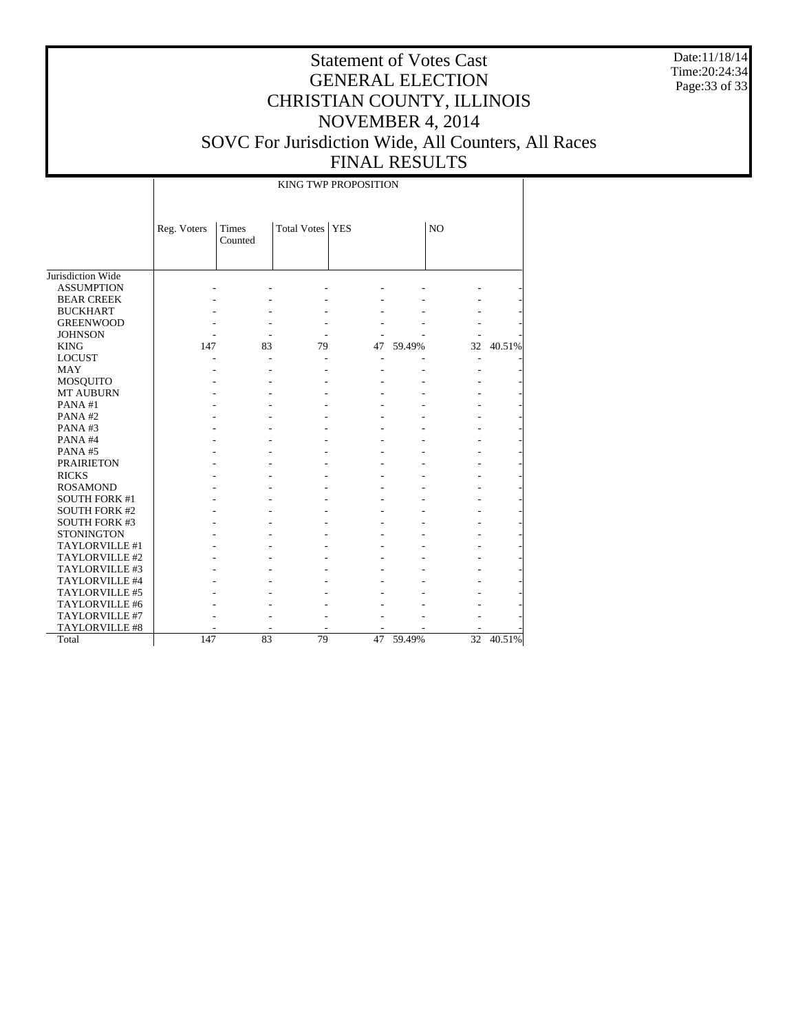# Statement of Votes Cast
# GENERAL ELECTION
# CHRISTIAN COUNTY, ILLINOIS
# NOVEMBER 4, 2014
# SOVC For Jurisdiction Wide, All Counters, All Races
# FINAL RESULTS

Date:11/18/14
Time:20:24:34

| | KING TWP PROPOSITION | | | | | | |
|---|---|---|---|---|---|---|---|
| | Reg. Voters | Times Counted | Total Votes | YES | | NO | |
| Jurisdiction Wide | | | | | | | |
| ASSUMPTION | - | - | - | - | - | - | - |
| BEAR CREEK | - | - | - | - | - | - | - |
| BUCKHART | - | - | - | - | - | - | - |
| GREENWOOD | - | - | - | - | - | - | - |
| JOHNSON | - | - | - | - | - | - | - |
| KING | 147 | 83 | 79 | 47 | 59.49% | 32 | 40.51% |
| LOCUST | - | - | - | - | - | - | - |
| MAY | - | - | - | - | - | - | - |
| MOSQUITO | - | - | - | - | - | - | - |
| MT AUBURN | - | - | - | - | - | - | - |
| PANA #1 | - | - | - | - | - | - | - |
| PANA #2 | - | - | - | - | - | - | - |
| PANA #3 | - | - | - | - | - | - | - |
| PANA #4 | - | - | - | - | - | - | - |
| PANA #5 | - | - | - | - | - | - | - |
| PRAIRIETON | - | - | - | - | - | - | - |
| RICKS | - | - | - | - | - | - | - |
| ROSAMOND | - | - | - | - | - | - | - |
| SOUTH FORK #1 | - | - | - | - | - | - | - |
| SOUTH FORK #2 | - | - | - | - | - | - | - |
| SOUTH FORK #3 | - | - | - | - | - | - | - |
| STONINGTON | - | - | - | - | - | - | - |
| TAYLORVILLE #1 | - | - | - | - | - | - | - |
| TAYLORVILLE #2 | - | - | - | - | - | - | - |
| TAYLORVILLE #3 | - | - | - | - | - | - | - |
| TAYLORVILLE #4 | - | - | - | - | - | - | - |
| TAYLORVILLE #5 | - | - | - | - | - | - | - |
| TAYLORVILLE #6 | - | - | - | - | - | - | - |
| TAYLORVILLE #7 | - | - | - | - | - | - | - |
| TAYLORVILLE #8 | - | - | - | - | - | - | - |
| Total | 147 | 83 | 79 | 47 | 59.49% | 32 | 40.51% |